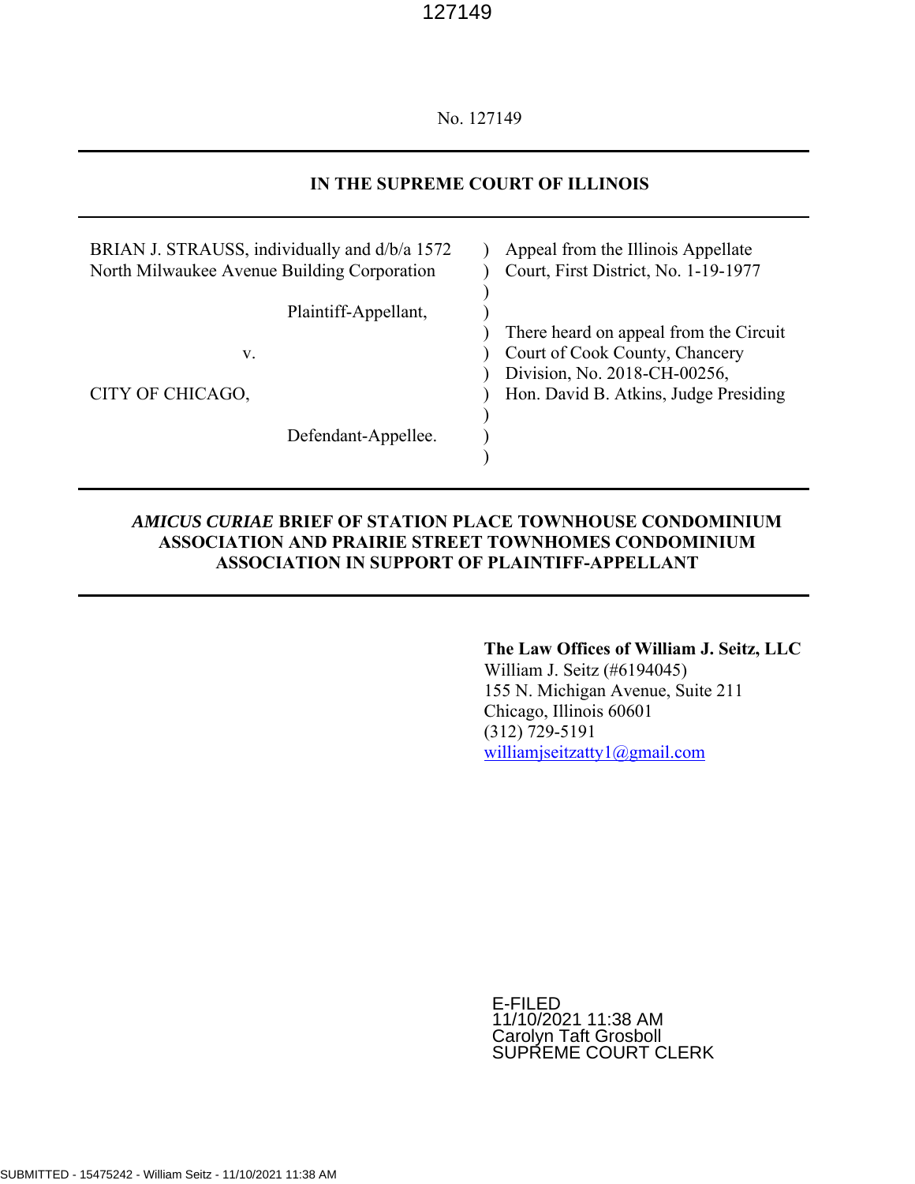No. 127149

**IN THE SUPREME COURT OF ILLINOIS**

| | | |
|---|---|---|
| BRIAN J. STRAUSS, individually and d/b/a 1572 North Milwaukee Avenue Building Corporation | ) | Appeal from the Illinois Appellate Court, First District, No. 1-19-1977 |
| Plaintiff-Appellant, | ) | |
| v. | ) | There heard on appeal from the Circuit Court of Cook County, Chancery Division, No. 2018-CH-00256, Hon. David B. Atkins, Judge Presiding |
| CITY OF CHICAGO, | ) | |
| Defendant-Appellee. | ) | |

***AMICUS CURIAE* BRIEF OF STATION PLACE TOWNHOUSE CONDOMINIUM ASSOCIATION AND PRAIRIE STREET TOWNHOMES CONDOMINIUM ASSOCIATION IN SUPPORT OF PLAINTIFF-APPELLANT**

**The Law Offices of William J. Seitz, LLC**
William J. Seitz (#6194045)
155 N. Michigan Avenue, Suite 211
Chicago, Illinois 60601
(312) 729-5191
williamjseitzatty1@gmail.com

E-FILED
11/10/2021 11:38 AM
Carolyn Taft Grosboll
SUPREME COURT CLERK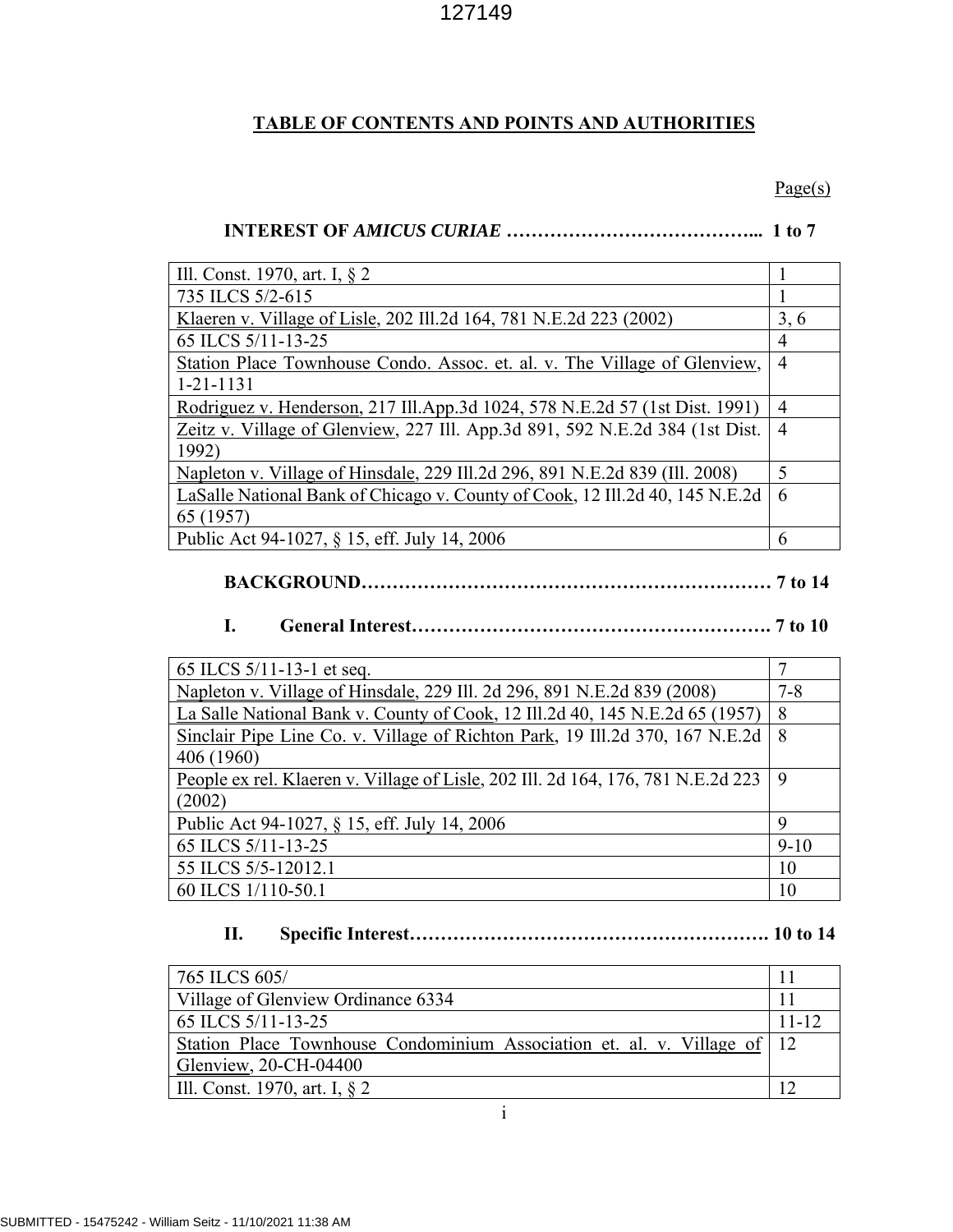# TABLE OF CONTENTS AND POINTS AND AUTHORITIES

Page(s)

**INTEREST OF *AMICUS CURIAE* …………………………………... 1 to 7**

| | |
|---|---|
| Ill. Const. 1970, art. I, § 2 | 1 |
| 735 ILCS 5/2-615 | 1 |
| Klaeren v. Village of Lisle, 202 Ill.2d 164, 781 N.E.2d 223 (2002) | 3, 6 |
| 65 ILCS 5/11-13-25 | 4 |
| Station Place Townhouse Condo. Assoc. et. al. v. The Village of Glenview, 1-21-1131 | 4 |
| Rodriguez v. Henderson, 217 Ill.App.3d 1024, 578 N.E.2d 57 (1st Dist. 1991) | 4 |
| Zeitz v. Village of Glenview, 227 Ill. App.3d 891, 592 N.E.2d 384 (1st Dist. 1992) | 4 |
| Napleton v. Village of Hinsdale, 229 Ill.2d 296, 891 N.E.2d 839 (Ill. 2008) | 5 |
| LaSalle National Bank of Chicago v. County of Cook, 12 Ill.2d 40, 145 N.E.2d 65 (1957) | 6 |
| Public Act 94-1027, § 15, eff. July 14, 2006 | 6 |

**BACKGROUND………………………………………………………… 7 to 14**

**I. General Interest…………………………………………………. 7 to 10**

| | |
|---|---|
| 65 ILCS 5/11-13-1 et seq. | 7 |
| Napleton v. Village of Hinsdale, 229 Ill. 2d 296, 891 N.E.2d 839 (2008) | 7-8 |
| La Salle National Bank v. County of Cook, 12 Ill.2d 40, 145 N.E.2d 65 (1957) | 8 |
| Sinclair Pipe Line Co. v. Village of Richton Park, 19 Ill.2d 370, 167 N.E.2d 406 (1960) | 8 |
| People ex rel. Klaeren v. Village of Lisle, 202 Ill. 2d 164, 176, 781 N.E.2d 223 (2002) | 9 |
| Public Act 94-1027, § 15, eff. July 14, 2006 | 9 |
| 65 ILCS 5/11-13-25 | 9-10 |
| 55 ILCS 5/5-12012.1 | 10 |
| 60 ILCS 1/110-50.1 | 10 |

**II. Specific Interest…………………………………………………. 10 to 14**

| | |
|---|---|
| 765 ILCS 605/ | 11 |
| Village of Glenview Ordinance 6334 | 11 |
| 65 ILCS 5/11-13-25 | 11-12 |
| Station Place Townhouse Condominium Association et. al. v. Village of Glenview, 20-CH-04400 | 12 |
| Ill. Const. 1970, art. I, § 2 | 12 |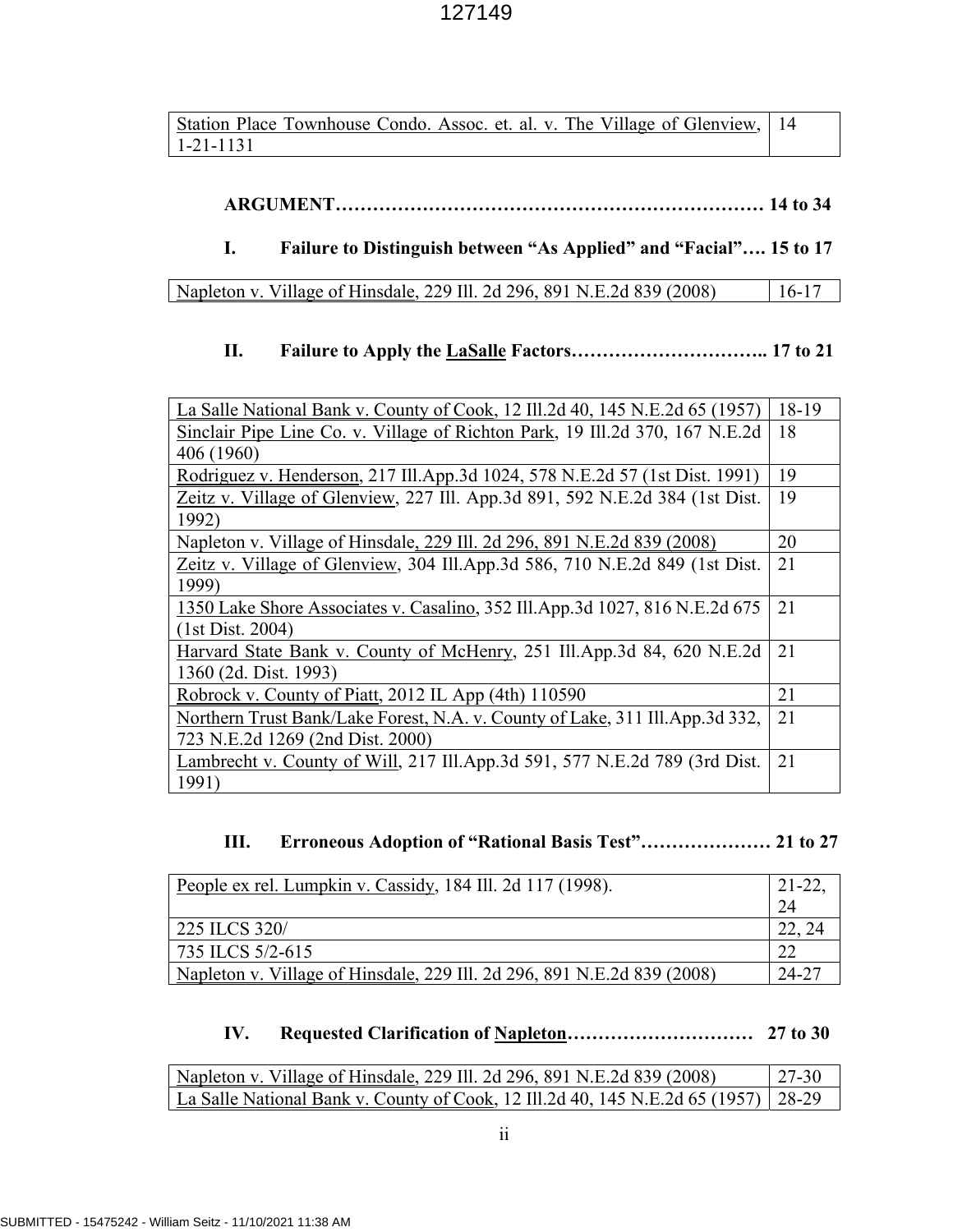| | |
|---|---|
| Station Place Townhouse Condo. Assoc. et. al. v. The Village of Glenview, 1-21-1131 | 14 |

**ARGUMENT…………………………………………………………… 14 to 34**

**I. Failure to Distinguish between "As Applied" and "Facial"…. 15 to 17**

| | |
|---|---|
| Napleton v. Village of Hinsdale, 229 Ill. 2d 296, 891 N.E.2d 839 (2008) | 16-17 |

**II. Failure to Apply the LaSalle Factors………………………….. 17 to 21**

| | |
|---|---|
| La Salle National Bank v. County of Cook, 12 Ill.2d 40, 145 N.E.2d 65 (1957) | 18-19 |
| Sinclair Pipe Line Co. v. Village of Richton Park, 19 Ill.2d 370, 167 N.E.2d 406 (1960) | 18 |
| Rodriguez v. Henderson, 217 Ill.App.3d 1024, 578 N.E.2d 57 (1st Dist. 1991) | 19 |
| Zeitz v. Village of Glenview, 227 Ill. App.3d 891, 592 N.E.2d 384 (1st Dist. 1992) | 19 |
| Napleton v. Village of Hinsdale, 229 Ill. 2d 296, 891 N.E.2d 839 (2008) | 20 |
| Zeitz v. Village of Glenview, 304 Ill.App.3d 586, 710 N.E.2d 849 (1st Dist. 1999) | 21 |
| 1350 Lake Shore Associates v. Casalino, 352 Ill.App.3d 1027, 816 N.E.2d 675 (1st Dist. 2004) | 21 |
| Harvard State Bank v. County of McHenry, 251 Ill.App.3d 84, 620 N.E.2d 1360 (2d. Dist. 1993) | 21 |
| Robrock v. County of Piatt, 2012 IL App (4th) 110590 | 21 |
| Northern Trust Bank/Lake Forest, N.A. v. County of Lake, 311 Ill.App.3d 332, 723 N.E.2d 1269 (2nd Dist. 2000) | 21 |
| Lambrecht v. County of Will, 217 Ill.App.3d 591, 577 N.E.2d 789 (3rd Dist. 1991) | 21 |

**III. Erroneous Adoption of "Rational Basis Test"………………… 21 to 27**

| | |
|---|---|
| People ex rel. Lumpkin v. Cassidy, 184 Ill. 2d 117 (1998). | 21-22, 24 |
| 225 ILCS 320/ | 22, 24 |
| 735 ILCS 5/2-615 | 22 |
| Napleton v. Village of Hinsdale, 229 Ill. 2d 296, 891 N.E.2d 839 (2008) | 24-27 |

**IV. Requested Clarification of Napleton………………………… 27 to 30**

| | |
|---|---|
| Napleton v. Village of Hinsdale, 229 Ill. 2d 296, 891 N.E.2d 839 (2008) | 27-30 |
| La Salle National Bank v. County of Cook, 12 Ill.2d 40, 145 N.E.2d 65 (1957) | 28-29 |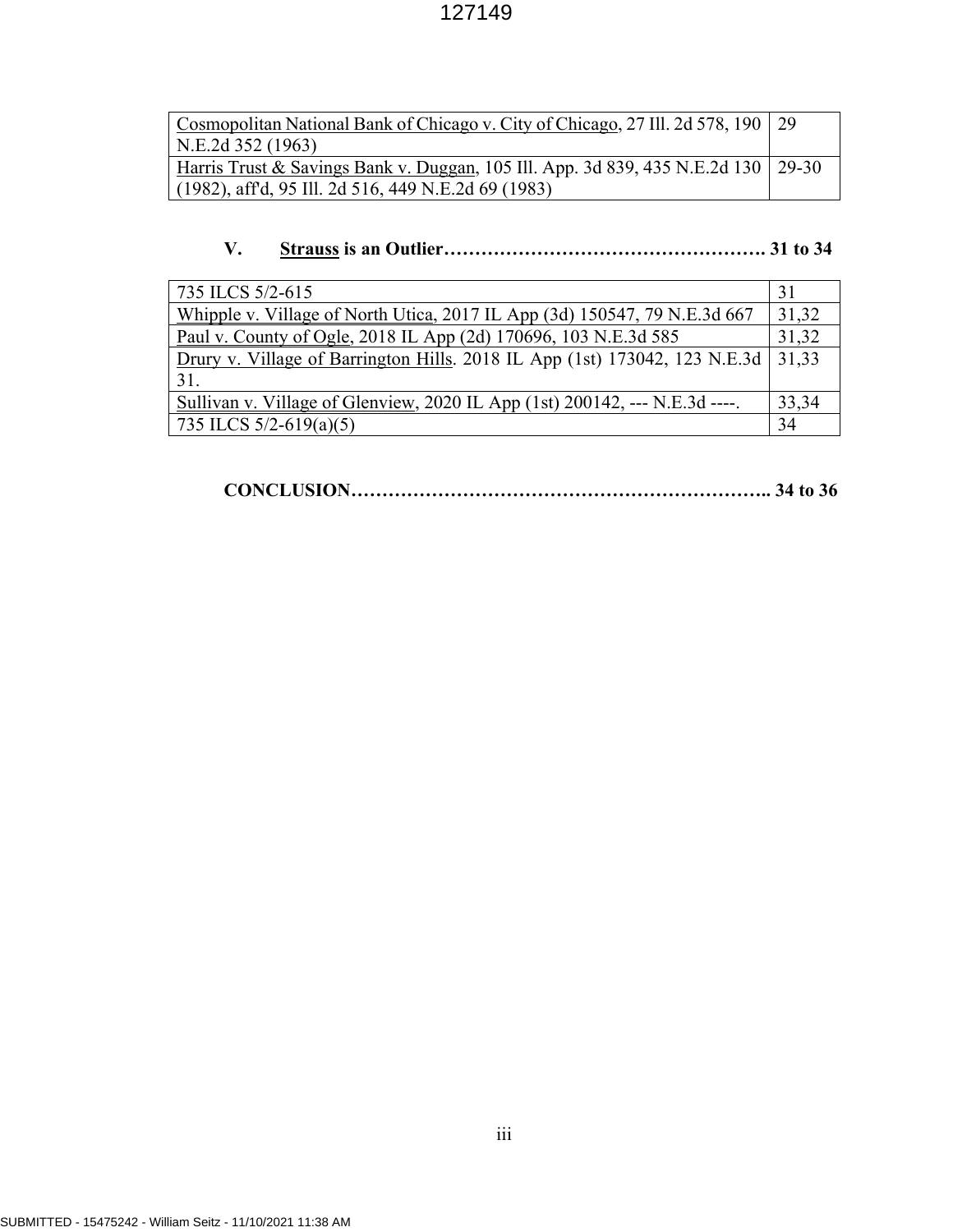| | |
|---|---|
| Cosmopolitan National Bank of Chicago v. City of Chicago, 27 Ill. 2d 578, 190 N.E.2d 352 (1963) | 29 |
| Harris Trust & Savings Bank v. Duggan, 105 Ill. App. 3d 839, 435 N.E.2d 130 (1982), aff'd, 95 Ill. 2d 516, 449 N.E.2d 69 (1983) | 29-30 |

**V. Strauss is an Outlier……………………………………………. 31 to 34**

| | |
|---|---|
| 735 ILCS 5/2-615 | 31 |
| Whipple v. Village of North Utica, 2017 IL App (3d) 150547, 79 N.E.3d 667 | 31,32 |
| Paul v. County of Ogle, 2018 IL App (2d) 170696, 103 N.E.3d 585 | 31,32 |
| Drury v. Village of Barrington Hills. 2018 IL App (1st) 173042, 123 N.E.3d 31. | 31,33 |
| Sullivan v. Village of Glenview, 2020 IL App (1st) 200142, --- N.E.3d ----. | 33,34 |
| 735 ILCS 5/2-619(a)(5) | 34 |

**CONCLUSION………………………………………………………….. 34 to 36**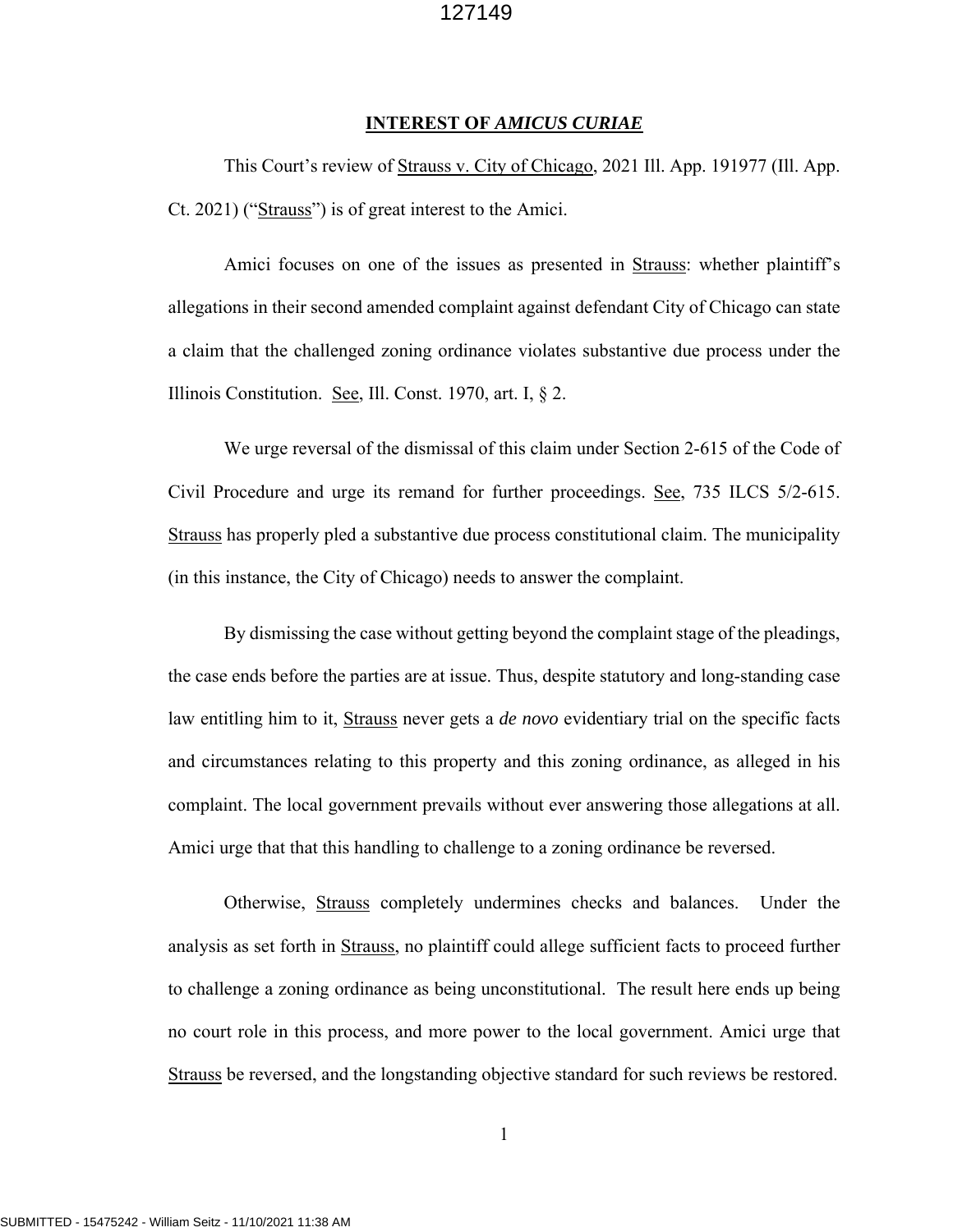## INTEREST OF *AMICUS CURIAE*

This Court's review of Strauss v. City of Chicago, 2021 Ill. App. 191977 (Ill. App. Ct. 2021) ("Strauss") is of great interest to the Amici.

Amici focuses on one of the issues as presented in Strauss: whether plaintiff's allegations in their second amended complaint against defendant City of Chicago can state a claim that the challenged zoning ordinance violates substantive due process under the Illinois Constitution. See, Ill. Const. 1970, art. I, § 2.

We urge reversal of the dismissal of this claim under Section 2-615 of the Code of Civil Procedure and urge its remand for further proceedings. See, 735 ILCS 5/2-615. Strauss has properly pled a substantive due process constitutional claim. The municipality (in this instance, the City of Chicago) needs to answer the complaint.

By dismissing the case without getting beyond the complaint stage of the pleadings, the case ends before the parties are at issue. Thus, despite statutory and long-standing case law entitling him to it, Strauss never gets a *de novo* evidentiary trial on the specific facts and circumstances relating to this property and this zoning ordinance, as alleged in his complaint. The local government prevails without ever answering those allegations at all. Amici urge that that this handling to challenge to a zoning ordinance be reversed.

Otherwise, Strauss completely undermines checks and balances. Under the analysis as set forth in Strauss, no plaintiff could allege sufficient facts to proceed further to challenge a zoning ordinance as being unconstitutional. The result here ends up being no court role in this process, and more power to the local government. Amici urge that Strauss be reversed, and the longstanding objective standard for such reviews be restored.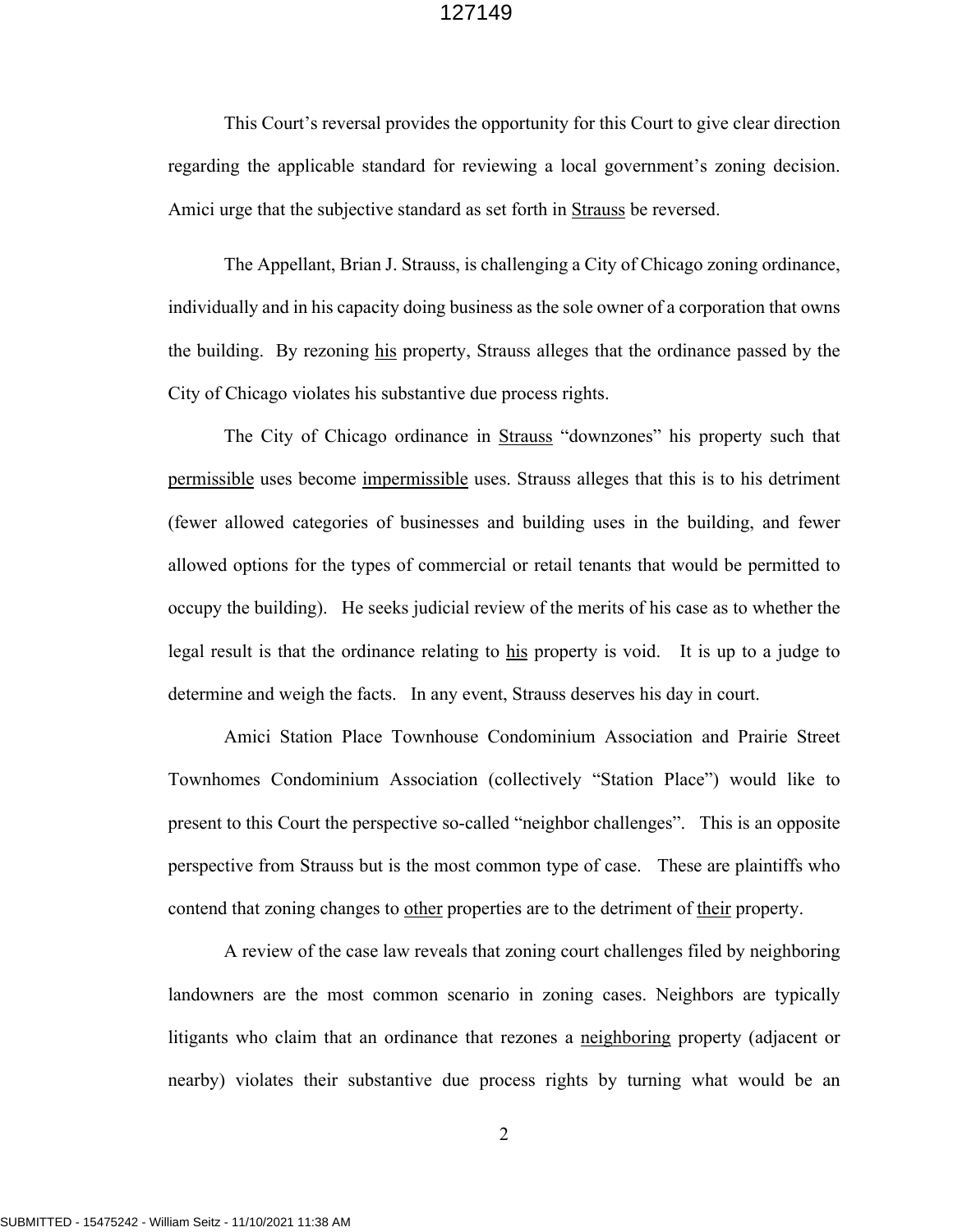This Court's reversal provides the opportunity for this Court to give clear direction regarding the applicable standard for reviewing a local government's zoning decision. Amici urge that the subjective standard as set forth in Strauss be reversed.

The Appellant, Brian J. Strauss, is challenging a City of Chicago zoning ordinance, individually and in his capacity doing business as the sole owner of a corporation that owns the building. By rezoning his property, Strauss alleges that the ordinance passed by the City of Chicago violates his substantive due process rights.

The City of Chicago ordinance in Strauss "downzones" his property such that permissible uses become impermissible uses. Strauss alleges that this is to his detriment (fewer allowed categories of businesses and building uses in the building, and fewer allowed options for the types of commercial or retail tenants that would be permitted to occupy the building). He seeks judicial review of the merits of his case as to whether the legal result is that the ordinance relating to his property is void. It is up to a judge to determine and weigh the facts. In any event, Strauss deserves his day in court.

Amici Station Place Townhouse Condominium Association and Prairie Street Townhomes Condominium Association (collectively "Station Place") would like to present to this Court the perspective so-called "neighbor challenges". This is an opposite perspective from Strauss but is the most common type of case. These are plaintiffs who contend that zoning changes to other properties are to the detriment of their property.

A review of the case law reveals that zoning court challenges filed by neighboring landowners are the most common scenario in zoning cases. Neighbors are typically litigants who claim that an ordinance that rezones a neighboring property (adjacent or nearby) violates their substantive due process rights by turning what would be an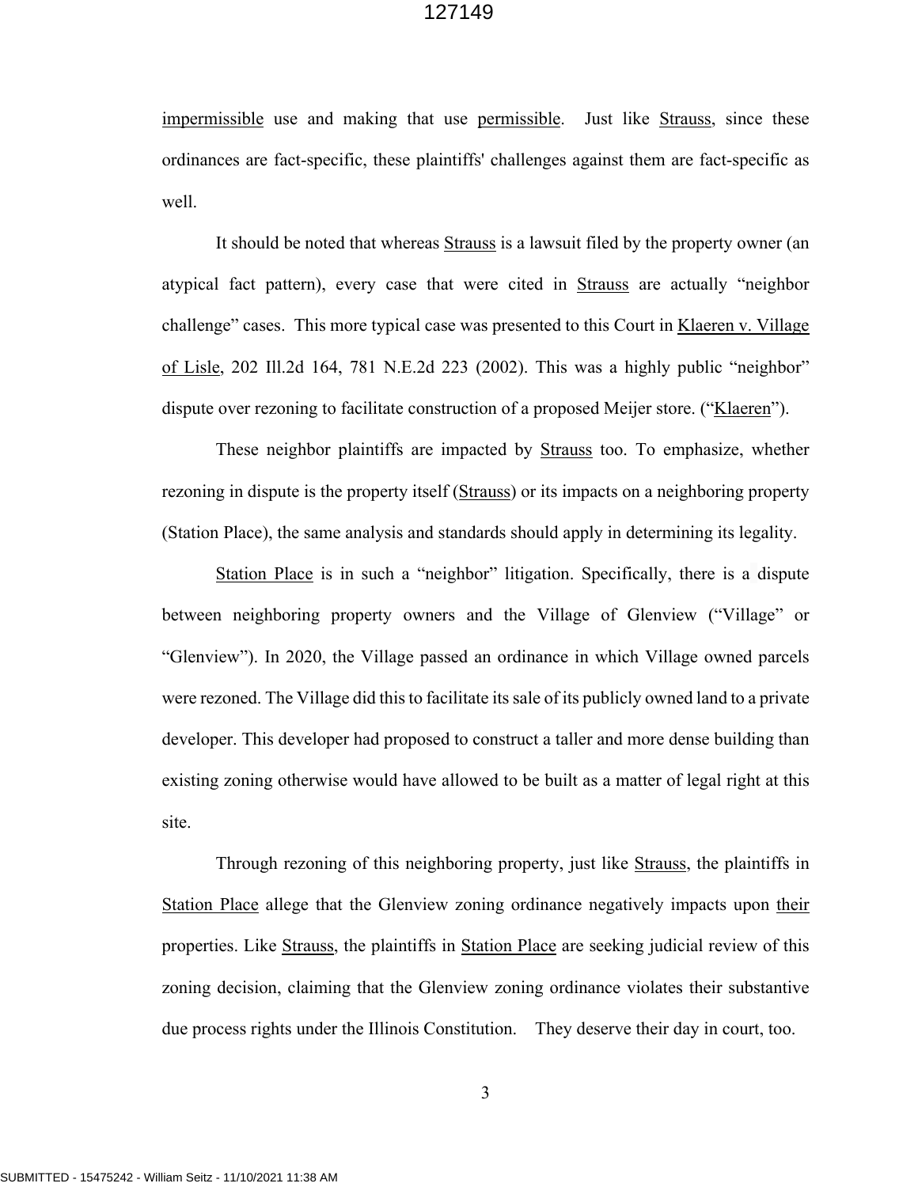impermissible use and making that use permissible. Just like Strauss, since these ordinances are fact-specific, these plaintiffs' challenges against them are fact-specific as well.

It should be noted that whereas Strauss is a lawsuit filed by the property owner (an atypical fact pattern), every case that were cited in Strauss are actually "neighbor challenge" cases. This more typical case was presented to this Court in Klaeren v. Village of Lisle, 202 Ill.2d 164, 781 N.E.2d 223 (2002). This was a highly public "neighbor" dispute over rezoning to facilitate construction of a proposed Meijer store. ("Klaeren").

These neighbor plaintiffs are impacted by Strauss too. To emphasize, whether rezoning in dispute is the property itself (Strauss) or its impacts on a neighboring property (Station Place), the same analysis and standards should apply in determining its legality.

Station Place is in such a "neighbor" litigation. Specifically, there is a dispute between neighboring property owners and the Village of Glenview ("Village" or "Glenview"). In 2020, the Village passed an ordinance in which Village owned parcels were rezoned. The Village did this to facilitate its sale of its publicly owned land to a private developer. This developer had proposed to construct a taller and more dense building than existing zoning otherwise would have allowed to be built as a matter of legal right at this site.

Through rezoning of this neighboring property, just like Strauss, the plaintiffs in Station Place allege that the Glenview zoning ordinance negatively impacts upon their properties. Like Strauss, the plaintiffs in Station Place are seeking judicial review of this zoning decision, claiming that the Glenview zoning ordinance violates their substantive due process rights under the Illinois Constitution. They deserve their day in court, too.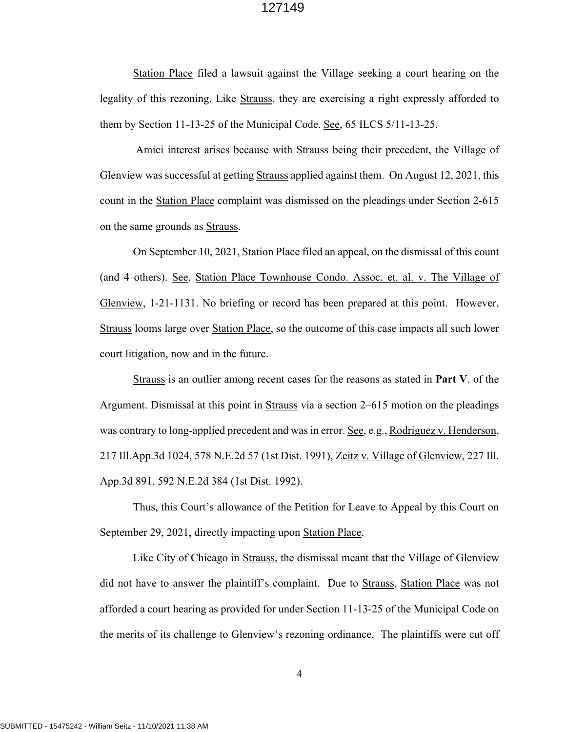Station Place filed a lawsuit against the Village seeking a court hearing on the legality of this rezoning. Like Strauss, they are exercising a right expressly afforded to them by Section 11-13-25 of the Municipal Code. See, 65 ILCS 5/11-13-25.

Amici interest arises because with Strauss being their precedent, the Village of Glenview was successful at getting Strauss applied against them. On August 12, 2021, this count in the Station Place complaint was dismissed on the pleadings under Section 2-615 on the same grounds as Strauss.

On September 10, 2021, Station Place filed an appeal, on the dismissal of this count (and 4 others). See, Station Place Townhouse Condo. Assoc. et. al. v. The Village of Glenview, 1-21-1131. No briefing or record has been prepared at this point. However, Strauss looms large over Station Place, so the outcome of this case impacts all such lower court litigation, now and in the future.

Strauss is an outlier among recent cases for the reasons as stated in **Part V**. of the Argument. Dismissal at this point in Strauss via a section 2–615 motion on the pleadings was contrary to long-applied precedent and was in error. See, e.g., Rodriguez v. Henderson, 217 Ill.App.3d 1024, 578 N.E.2d 57 (1st Dist. 1991), Zeitz v. Village of Glenview, 227 Ill. App.3d 891, 592 N.E.2d 384 (1st Dist. 1992).

Thus, this Court's allowance of the Petition for Leave to Appeal by this Court on September 29, 2021, directly impacting upon Station Place.

Like City of Chicago in Strauss, the dismissal meant that the Village of Glenview did not have to answer the plaintiff's complaint. Due to Strauss, Station Place was not afforded a court hearing as provided for under Section 11-13-25 of the Municipal Code on the merits of its challenge to Glenview's rezoning ordinance. The plaintiffs were cut off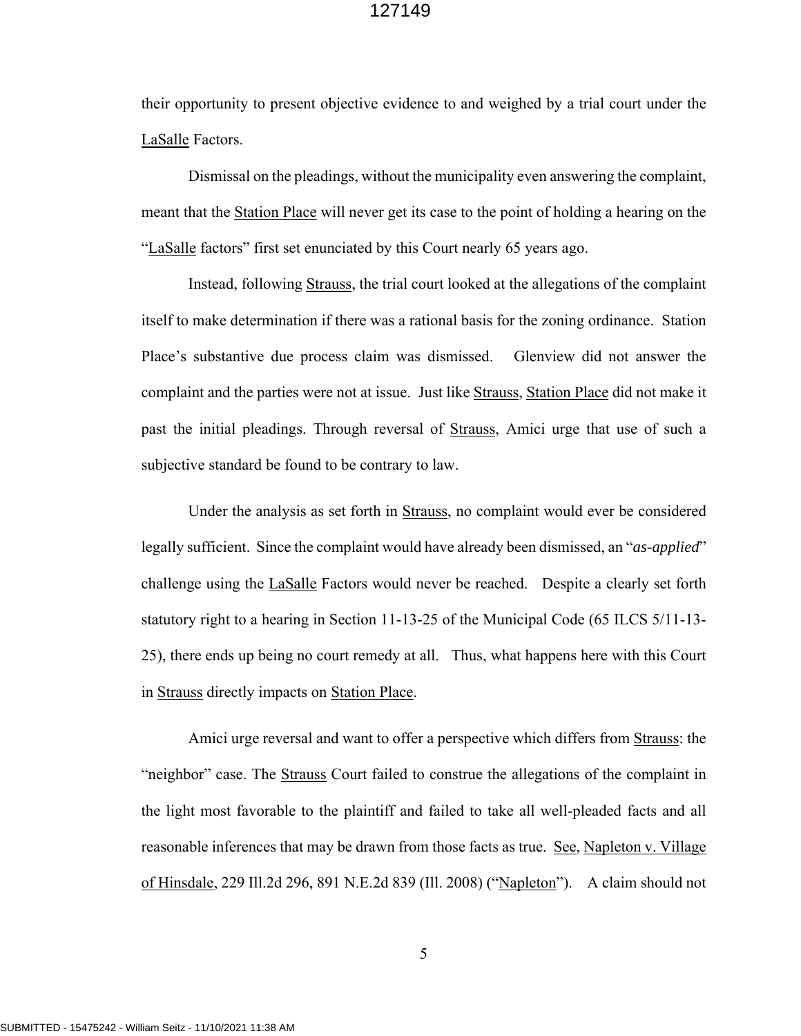their opportunity to present objective evidence to and weighed by a trial court under the LaSalle Factors.

Dismissal on the pleadings, without the municipality even answering the complaint, meant that the Station Place will never get its case to the point of holding a hearing on the "LaSalle factors" first set enunciated by this Court nearly 65 years ago.

Instead, following Strauss, the trial court looked at the allegations of the complaint itself to make determination if there was a rational basis for the zoning ordinance. Station Place's substantive due process claim was dismissed. Glenview did not answer the complaint and the parties were not at issue. Just like Strauss, Station Place did not make it past the initial pleadings. Through reversal of Strauss, Amici urge that use of such a subjective standard be found to be contrary to law.

Under the analysis as set forth in Strauss, no complaint would ever be considered legally sufficient. Since the complaint would have already been dismissed, an "*as-applied*" challenge using the LaSalle Factors would never be reached. Despite a clearly set forth statutory right to a hearing in Section 11-13-25 of the Municipal Code (65 ILCS 5/11-13-25), there ends up being no court remedy at all. Thus, what happens here with this Court in Strauss directly impacts on Station Place.

Amici urge reversal and want to offer a perspective which differs from Strauss: the "neighbor" case. The Strauss Court failed to construe the allegations of the complaint in the light most favorable to the plaintiff and failed to take all well-pleaded facts and all reasonable inferences that may be drawn from those facts as true. See, Napleton v. Village of Hinsdale, 229 Ill.2d 296, 891 N.E.2d 839 (Ill. 2008) ("Napleton"). A claim should not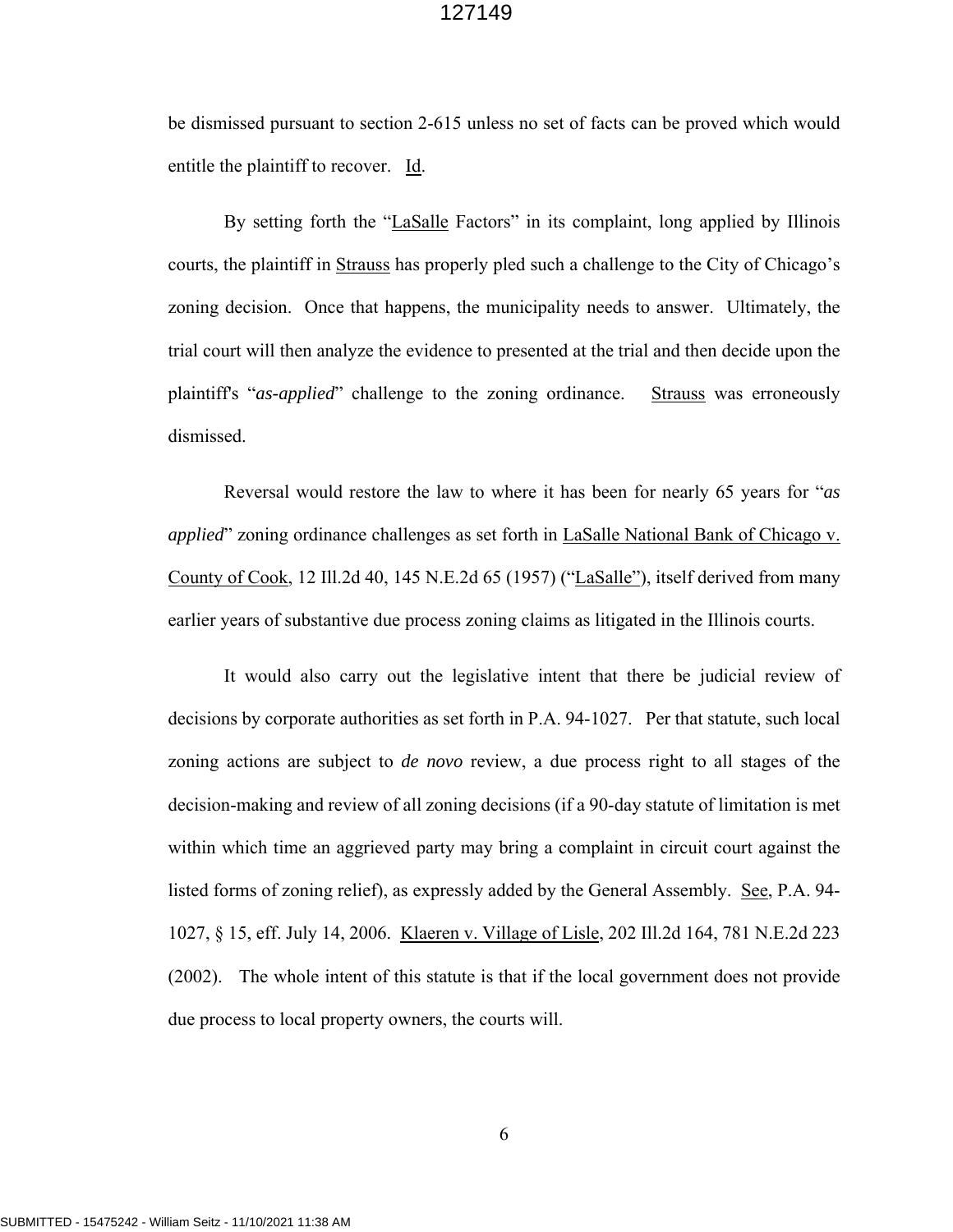be dismissed pursuant to section 2-615 unless no set of facts can be proved which would entitle the plaintiff to recover. Id.

By setting forth the "LaSalle Factors" in its complaint, long applied by Illinois courts, the plaintiff in Strauss has properly pled such a challenge to the City of Chicago's zoning decision. Once that happens, the municipality needs to answer. Ultimately, the trial court will then analyze the evidence to presented at the trial and then decide upon the plaintiff's "*as-applied*" challenge to the zoning ordinance. Strauss was erroneously dismissed.

Reversal would restore the law to where it has been for nearly 65 years for "*as applied*" zoning ordinance challenges as set forth in LaSalle National Bank of Chicago v. County of Cook, 12 Ill.2d 40, 145 N.E.2d 65 (1957) ("LaSalle"), itself derived from many earlier years of substantive due process zoning claims as litigated in the Illinois courts.

It would also carry out the legislative intent that there be judicial review of decisions by corporate authorities as set forth in P.A. 94-1027. Per that statute, such local zoning actions are subject to *de novo* review, a due process right to all stages of the decision-making and review of all zoning decisions (if a 90-day statute of limitation is met within which time an aggrieved party may bring a complaint in circuit court against the listed forms of zoning relief), as expressly added by the General Assembly. See, P.A. 94-1027, § 15, eff. July 14, 2006. Klaeren v. Village of Lisle, 202 Ill.2d 164, 781 N.E.2d 223 (2002). The whole intent of this statute is that if the local government does not provide due process to local property owners, the courts will.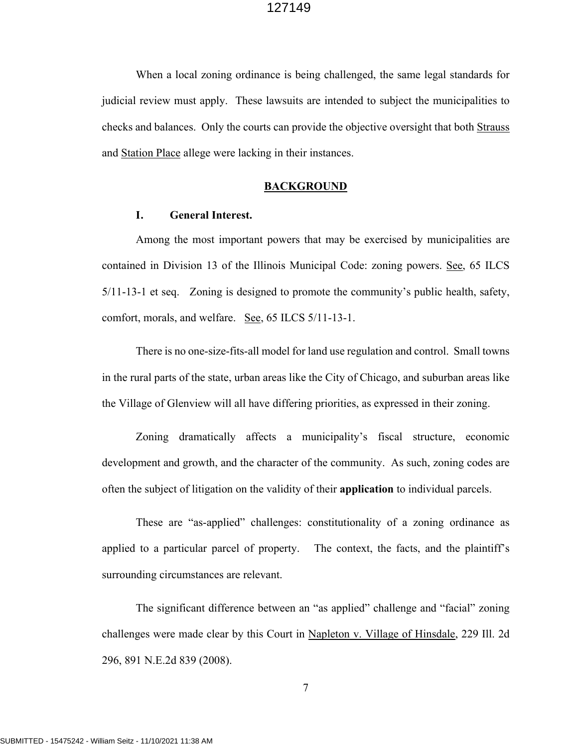When a local zoning ordinance is being challenged, the same legal standards for judicial review must apply. These lawsuits are intended to subject the municipalities to checks and balances. Only the courts can provide the objective oversight that both Strauss and Station Place allege were lacking in their instances.

## BACKGROUND

### I. General Interest.

Among the most important powers that may be exercised by municipalities are contained in Division 13 of the Illinois Municipal Code: zoning powers. See, 65 ILCS 5/11-13-1 et seq. Zoning is designed to promote the community's public health, safety, comfort, morals, and welfare. See, 65 ILCS 5/11-13-1.

There is no one-size-fits-all model for land use regulation and control. Small towns in the rural parts of the state, urban areas like the City of Chicago, and suburban areas like the Village of Glenview will all have differing priorities, as expressed in their zoning.

Zoning dramatically affects a municipality's fiscal structure, economic development and growth, and the character of the community. As such, zoning codes are often the subject of litigation on the validity of their **application** to individual parcels.

These are "as-applied" challenges: constitutionality of a zoning ordinance as applied to a particular parcel of property. The context, the facts, and the plaintiff's surrounding circumstances are relevant.

The significant difference between an "as applied" challenge and "facial" zoning challenges were made clear by this Court in Napleton v. Village of Hinsdale, 229 Ill. 2d 296, 891 N.E.2d 839 (2008).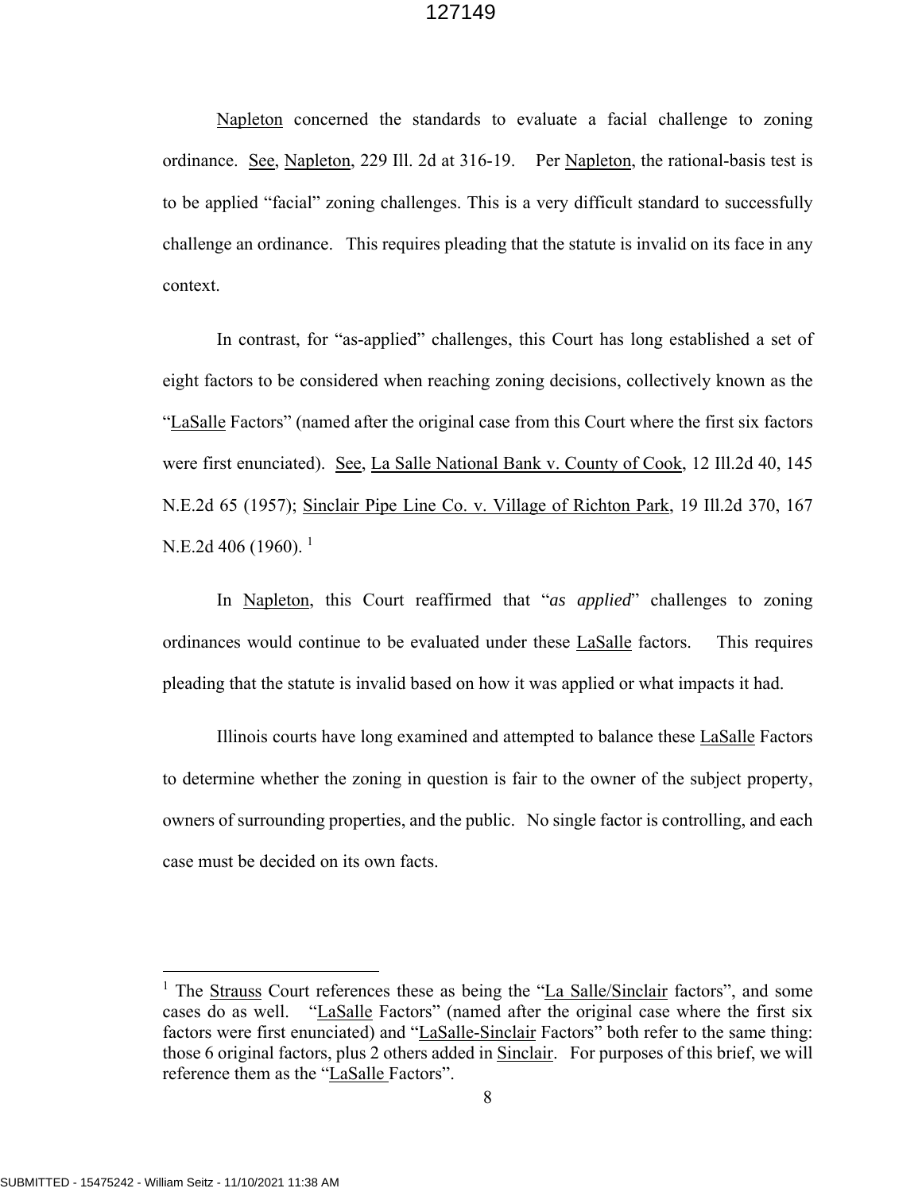Napleton concerned the standards to evaluate a facial challenge to zoning ordinance. See, Napleton, 229 Ill. 2d at 316-19. Per Napleton, the rational-basis test is to be applied "facial" zoning challenges. This is a very difficult standard to successfully challenge an ordinance. This requires pleading that the statute is invalid on its face in any context.

In contrast, for "as-applied" challenges, this Court has long established a set of eight factors to be considered when reaching zoning decisions, collectively known as the "LaSalle Factors" (named after the original case from this Court where the first six factors were first enunciated). See, La Salle National Bank v. County of Cook, 12 Ill.2d 40, 145 N.E.2d 65 (1957); Sinclair Pipe Line Co. v. Village of Richton Park, 19 Ill.2d 370, 167 N.E.2d 406 (1960). [1]

In Napleton, this Court reaffirmed that "*as applied*" challenges to zoning ordinances would continue to be evaluated under these LaSalle factors. This requires pleading that the statute is invalid based on how it was applied or what impacts it had.

Illinois courts have long examined and attempted to balance these LaSalle Factors to determine whether the zoning in question is fair to the owner of the subject property, owners of surrounding properties, and the public. No single factor is controlling, and each case must be decided on its own facts.

---

[1] The Strauss Court references these as being the "La Salle/Sinclair factors", and some cases do as well. "LaSalle Factors" (named after the original case where the first six factors were first enunciated) and "LaSalle-Sinclair Factors" both refer to the same thing: those 6 original factors, plus 2 others added in Sinclair. For purposes of this brief, we will reference them as the "LaSalle Factors".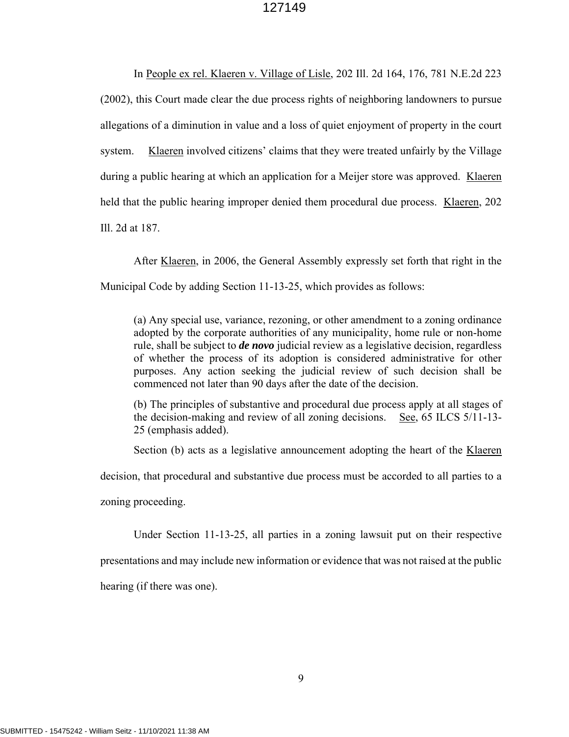In People ex rel. Klaeren v. Village of Lisle, 202 Ill. 2d 164, 176, 781 N.E.2d 223 (2002), this Court made clear the due process rights of neighboring landowners to pursue allegations of a diminution in value and a loss of quiet enjoyment of property in the court system. Klaeren involved citizens' claims that they were treated unfairly by the Village during a public hearing at which an application for a Meijer store was approved. Klaeren held that the public hearing improper denied them procedural due process. Klaeren, 202 Ill. 2d at 187.

After Klaeren, in 2006, the General Assembly expressly set forth that right in the Municipal Code by adding Section 11-13-25, which provides as follows:

> (a) Any special use, variance, rezoning, or other amendment to a zoning ordinance adopted by the corporate authorities of any municipality, home rule or non-home rule, shall be subject to ***de novo*** judicial review as a legislative decision, regardless of whether the process of its adoption is considered administrative for other purposes. Any action seeking the judicial review of such decision shall be commenced not later than 90 days after the date of the decision.
>
> (b) The principles of substantive and procedural due process apply at all stages of the decision-making and review of all zoning decisions. See, 65 ILCS 5/11-13-25 (emphasis added).

Section (b) acts as a legislative announcement adopting the heart of the Klaeren decision, that procedural and substantive due process must be accorded to all parties to a zoning proceeding.

Under Section 11-13-25, all parties in a zoning lawsuit put on their respective presentations and may include new information or evidence that was not raised at the public hearing (if there was one).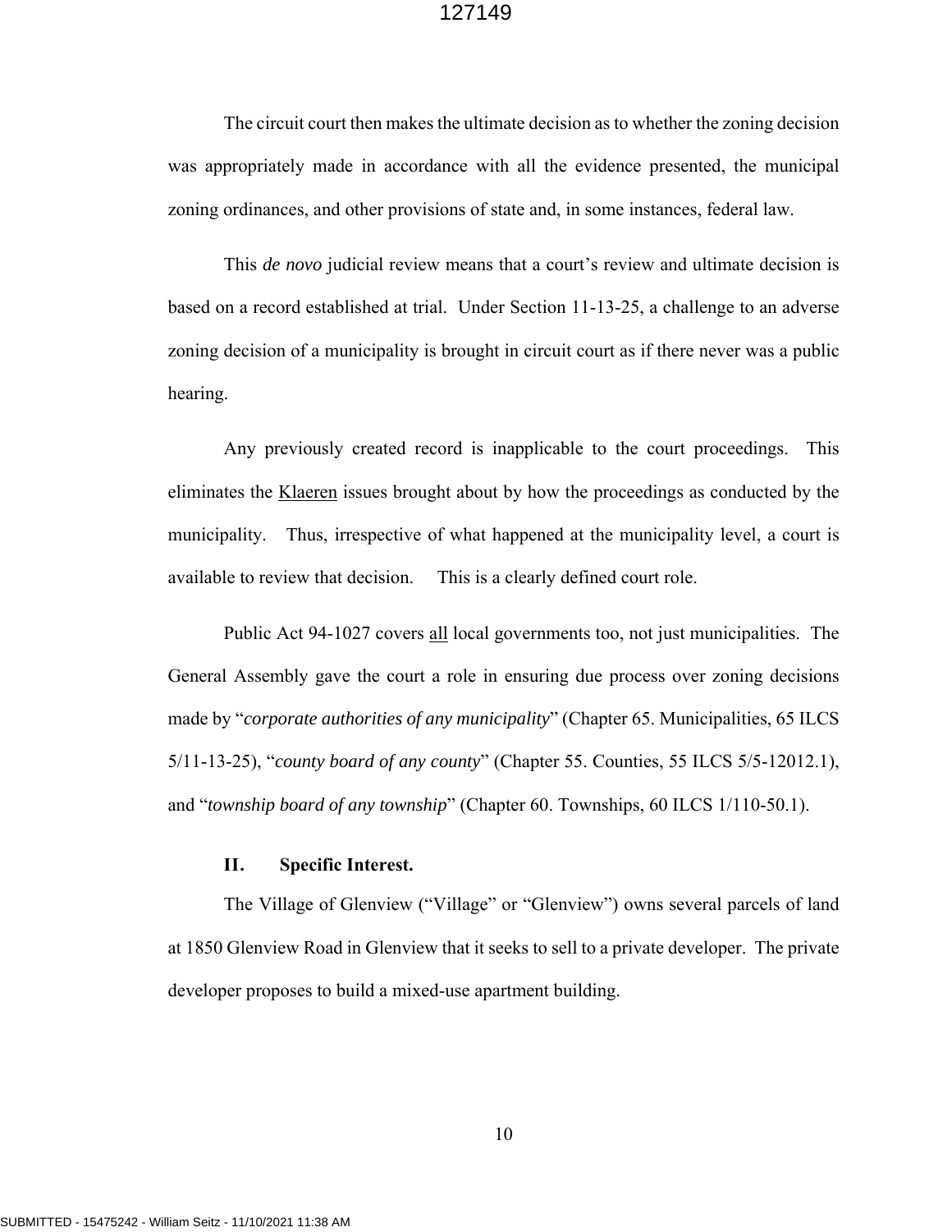The circuit court then makes the ultimate decision as to whether the zoning decision was appropriately made in accordance with all the evidence presented, the municipal zoning ordinances, and other provisions of state and, in some instances, federal law.

This *de novo* judicial review means that a court's review and ultimate decision is based on a record established at trial. Under Section 11-13-25, a challenge to an adverse zoning decision of a municipality is brought in circuit court as if there never was a public hearing.

Any previously created record is inapplicable to the court proceedings. This eliminates the Klaeren issues brought about by how the proceedings as conducted by the municipality. Thus, irrespective of what happened at the municipality level, a court is available to review that decision. This is a clearly defined court role.

Public Act 94-1027 covers all local governments too, not just municipalities. The General Assembly gave the court a role in ensuring due process over zoning decisions made by "*corporate authorities of any municipality*" (Chapter 65. Municipalities, 65 ILCS 5/11-13-25), "*county board of any county*" (Chapter 55. Counties, 55 ILCS 5/5-12012.1), and "*township board of any township*" (Chapter 60. Townships, 60 ILCS 1/110-50.1).

## II. Specific Interest.

The Village of Glenview ("Village" or "Glenview") owns several parcels of land at 1850 Glenview Road in Glenview that it seeks to sell to a private developer. The private developer proposes to build a mixed-use apartment building.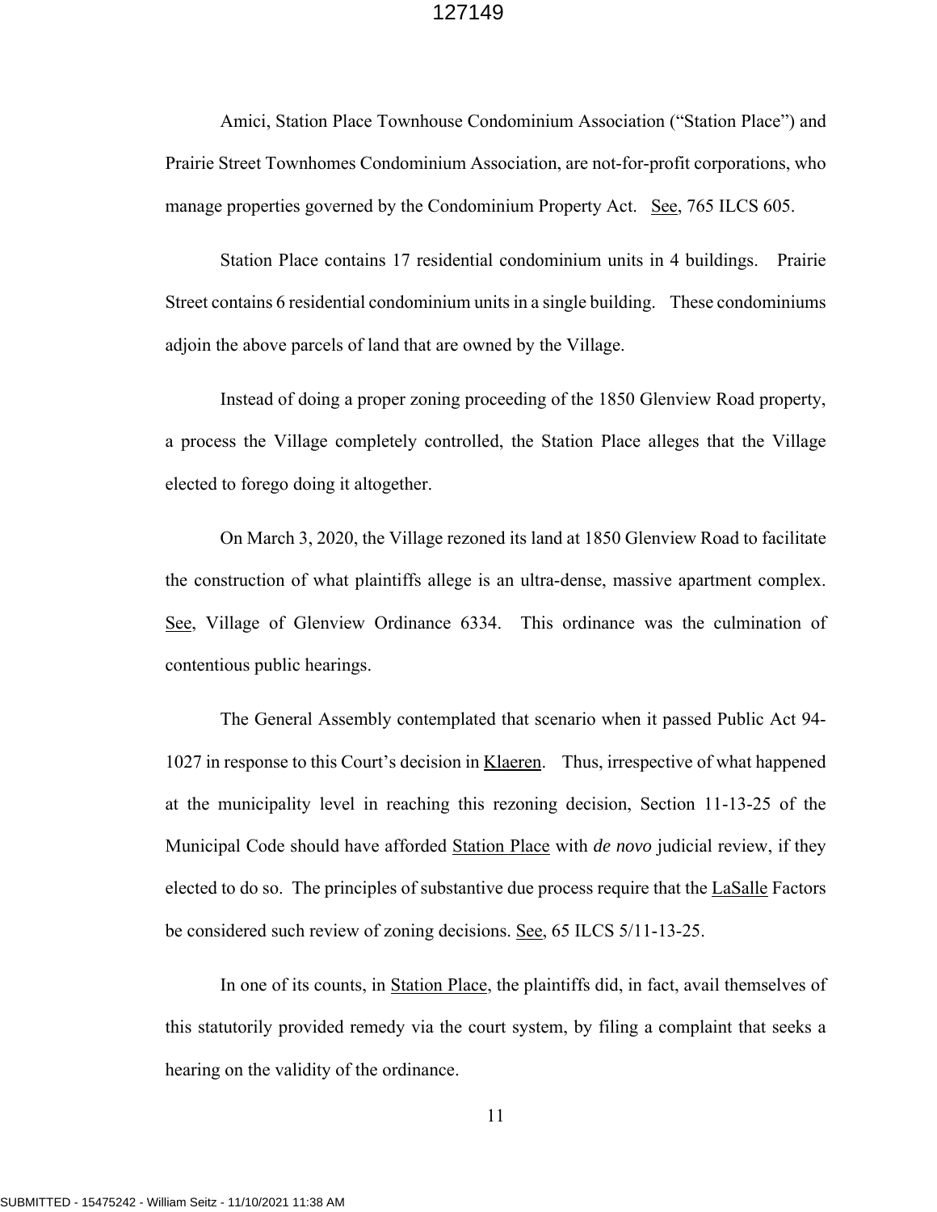Amici, Station Place Townhouse Condominium Association ("Station Place") and Prairie Street Townhomes Condominium Association, are not-for-profit corporations, who manage properties governed by the Condominium Property Act. See, 765 ILCS 605.

Station Place contains 17 residential condominium units in 4 buildings. Prairie Street contains 6 residential condominium units in a single building. These condominiums adjoin the above parcels of land that are owned by the Village.

Instead of doing a proper zoning proceeding of the 1850 Glenview Road property, a process the Village completely controlled, the Station Place alleges that the Village elected to forego doing it altogether.

On March 3, 2020, the Village rezoned its land at 1850 Glenview Road to facilitate the construction of what plaintiffs allege is an ultra-dense, massive apartment complex. See, Village of Glenview Ordinance 6334. This ordinance was the culmination of contentious public hearings.

The General Assembly contemplated that scenario when it passed Public Act 94-1027 in response to this Court's decision in Klaeren. Thus, irrespective of what happened at the municipality level in reaching this rezoning decision, Section 11-13-25 of the Municipal Code should have afforded Station Place with *de novo* judicial review, if they elected to do so. The principles of substantive due process require that the LaSalle Factors be considered such review of zoning decisions. See, 65 ILCS 5/11-13-25.

In one of its counts, in Station Place, the plaintiffs did, in fact, avail themselves of this statutorily provided remedy via the court system, by filing a complaint that seeks a hearing on the validity of the ordinance.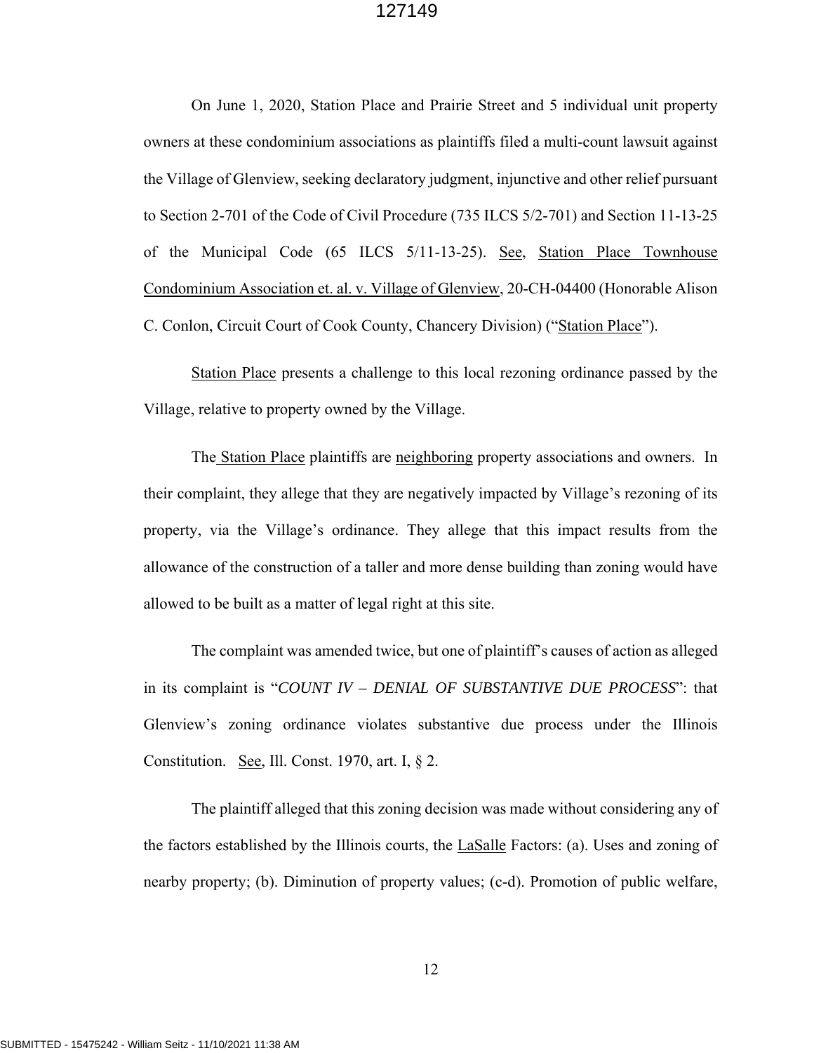On June 1, 2020, Station Place and Prairie Street and 5 individual unit property owners at these condominium associations as plaintiffs filed a multi-count lawsuit against the Village of Glenview, seeking declaratory judgment, injunctive and other relief pursuant to Section 2-701 of the Code of Civil Procedure (735 ILCS 5/2-701) and Section 11-13-25 of the Municipal Code (65 ILCS 5/11-13-25). See, Station Place Townhouse Condominium Association et. al. v. Village of Glenview, 20-CH-04400 (Honorable Alison C. Conlon, Circuit Court of Cook County, Chancery Division) ("Station Place").

Station Place presents a challenge to this local rezoning ordinance passed by the Village, relative to property owned by the Village.

The Station Place plaintiffs are neighboring property associations and owners. In their complaint, they allege that they are negatively impacted by Village's rezoning of its property, via the Village's ordinance. They allege that this impact results from the allowance of the construction of a taller and more dense building than zoning would have allowed to be built as a matter of legal right at this site.

The complaint was amended twice, but one of plaintiff's causes of action as alleged in its complaint is "*COUNT IV – DENIAL OF SUBSTANTIVE DUE PROCESS*": that Glenview's zoning ordinance violates substantive due process under the Illinois Constitution. See, Ill. Const. 1970, art. I, § 2.

The plaintiff alleged that this zoning decision was made without considering any of the factors established by the Illinois courts, the LaSalle Factors: (a). Uses and zoning of nearby property; (b). Diminution of property values; (c-d). Promotion of public welfare,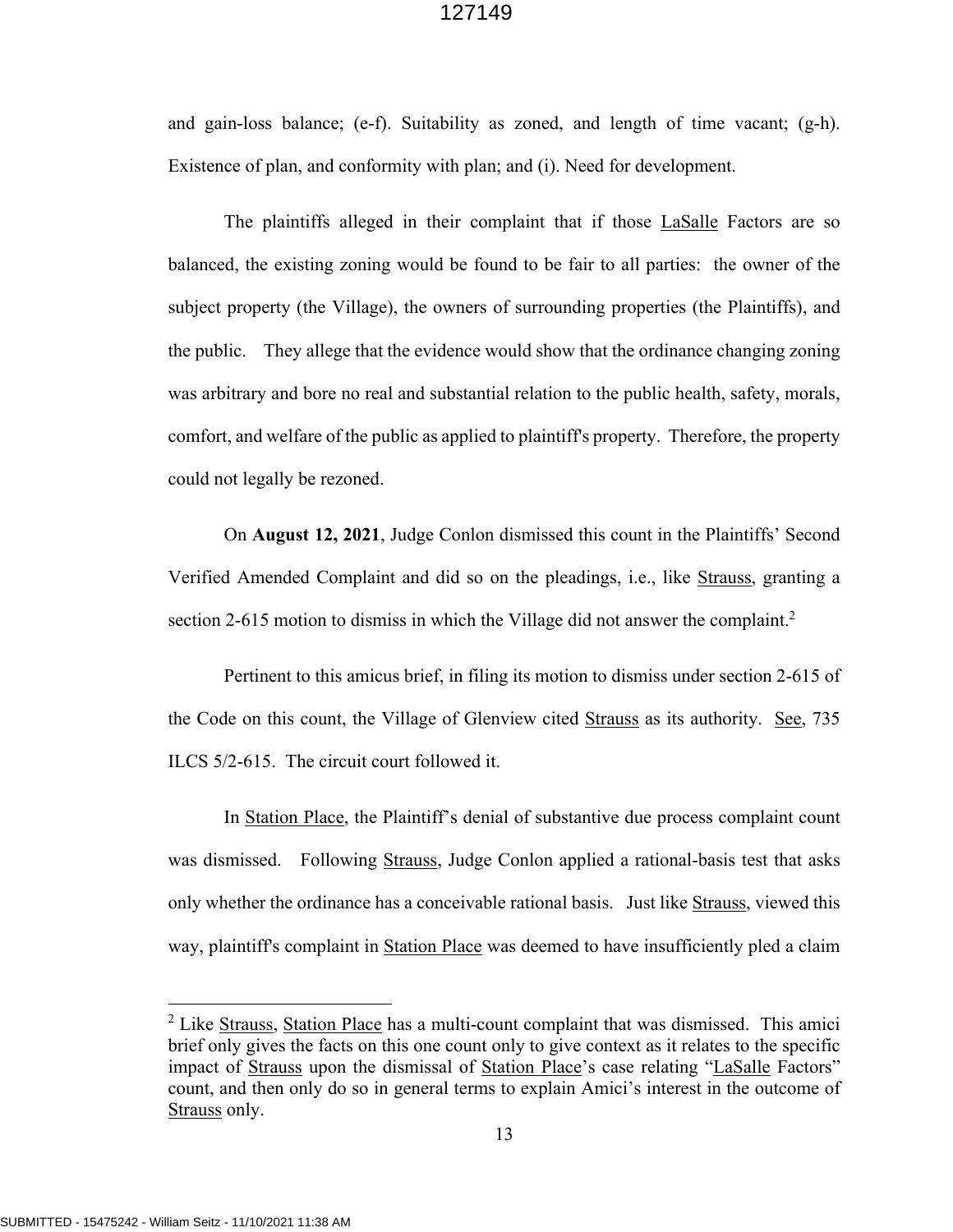and gain-loss balance; (e-f). Suitability as zoned, and length of time vacant; (g-h). Existence of plan, and conformity with plan; and (i). Need for development.

The plaintiffs alleged in their complaint that if those LaSalle Factors are so balanced, the existing zoning would be found to be fair to all parties: the owner of the subject property (the Village), the owners of surrounding properties (the Plaintiffs), and the public. They allege that the evidence would show that the ordinance changing zoning was arbitrary and bore no real and substantial relation to the public health, safety, morals, comfort, and welfare of the public as applied to plaintiff's property. Therefore, the property could not legally be rezoned.

On **August 12, 2021**, Judge Conlon dismissed this count in the Plaintiffs' Second Verified Amended Complaint and did so on the pleadings, i.e., like Strauss, granting a section 2-615 motion to dismiss in which the Village did not answer the complaint.[2]

Pertinent to this amicus brief, in filing its motion to dismiss under section 2-615 of the Code on this count, the Village of Glenview cited Strauss as its authority. See, 735 ILCS 5/2-615. The circuit court followed it.

In Station Place, the Plaintiff's denial of substantive due process complaint count was dismissed. Following Strauss, Judge Conlon applied a rational-basis test that asks only whether the ordinance has a conceivable rational basis. Just like Strauss, viewed this way, plaintiff's complaint in Station Place was deemed to have insufficiently pled a claim

[2] Like Strauss, Station Place has a multi-count complaint that was dismissed. This amici brief only gives the facts on this one count only to give context as it relates to the specific impact of Strauss upon the dismissal of Station Place's case relating "LaSalle Factors" count, and then only do so in general terms to explain Amici's interest in the outcome of Strauss only.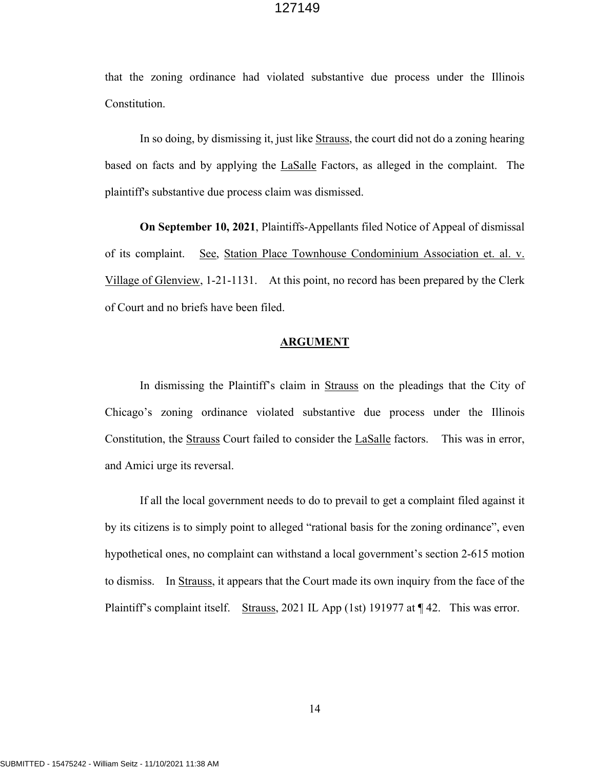that the zoning ordinance had violated substantive due process under the Illinois Constitution.

In so doing, by dismissing it, just like Strauss, the court did not do a zoning hearing based on facts and by applying the LaSalle Factors, as alleged in the complaint. The plaintiff's substantive due process claim was dismissed.

**On September 10, 2021**, Plaintiffs-Appellants filed Notice of Appeal of dismissal of its complaint. See, Station Place Townhouse Condominium Association et. al. v. Village of Glenview, 1-21-1131. At this point, no record has been prepared by the Clerk of Court and no briefs have been filed.

## ARGUMENT

In dismissing the Plaintiff's claim in Strauss on the pleadings that the City of Chicago's zoning ordinance violated substantive due process under the Illinois Constitution, the Strauss Court failed to consider the LaSalle factors. This was in error, and Amici urge its reversal.

If all the local government needs to do to prevail to get a complaint filed against it by its citizens is to simply point to alleged "rational basis for the zoning ordinance", even hypothetical ones, no complaint can withstand a local government's section 2-615 motion to dismiss. In Strauss, it appears that the Court made its own inquiry from the face of the Plaintiff's complaint itself. Strauss, 2021 IL App (1st) 191977 at ¶ 42. This was error.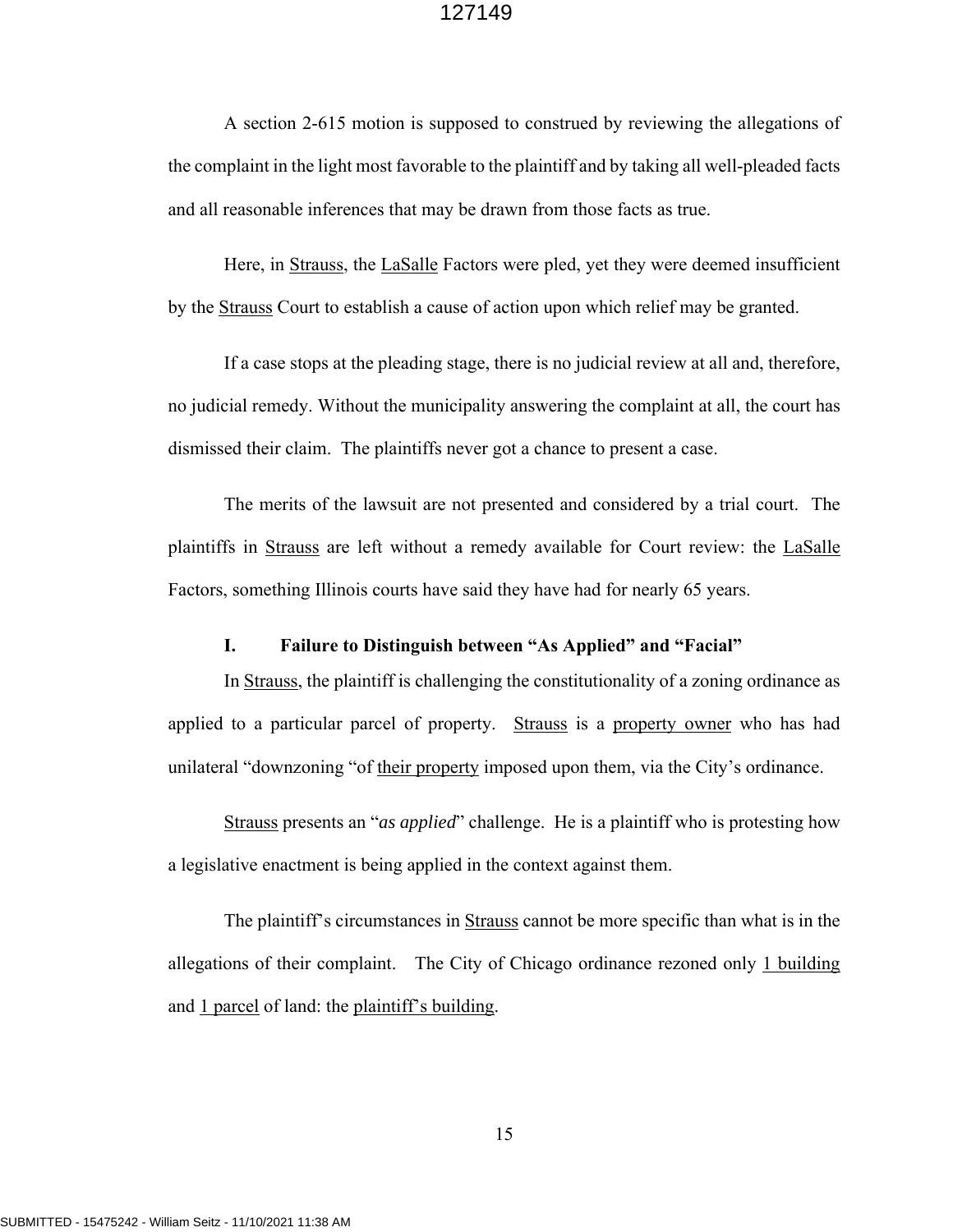A section 2-615 motion is supposed to construed by reviewing the allegations of the complaint in the light most favorable to the plaintiff and by taking all well-pleaded facts and all reasonable inferences that may be drawn from those facts as true.

Here, in Strauss, the LaSalle Factors were pled, yet they were deemed insufficient by the Strauss Court to establish a cause of action upon which relief may be granted.

If a case stops at the pleading stage, there is no judicial review at all and, therefore, no judicial remedy. Without the municipality answering the complaint at all, the court has dismissed their claim. The plaintiffs never got a chance to present a case.

The merits of the lawsuit are not presented and considered by a trial court. The plaintiffs in Strauss are left without a remedy available for Court review: the LaSalle Factors, something Illinois courts have said they have had for nearly 65 years.

### I. Failure to Distinguish between "As Applied" and "Facial"

In Strauss, the plaintiff is challenging the constitutionality of a zoning ordinance as applied to a particular parcel of property. Strauss is a property owner who has had unilateral "downzoning "of their property imposed upon them, via the City's ordinance.

Strauss presents an "*as applied*" challenge. He is a plaintiff who is protesting how a legislative enactment is being applied in the context against them.

The plaintiff's circumstances in Strauss cannot be more specific than what is in the allegations of their complaint. The City of Chicago ordinance rezoned only 1 building and 1 parcel of land: the plaintiff's building.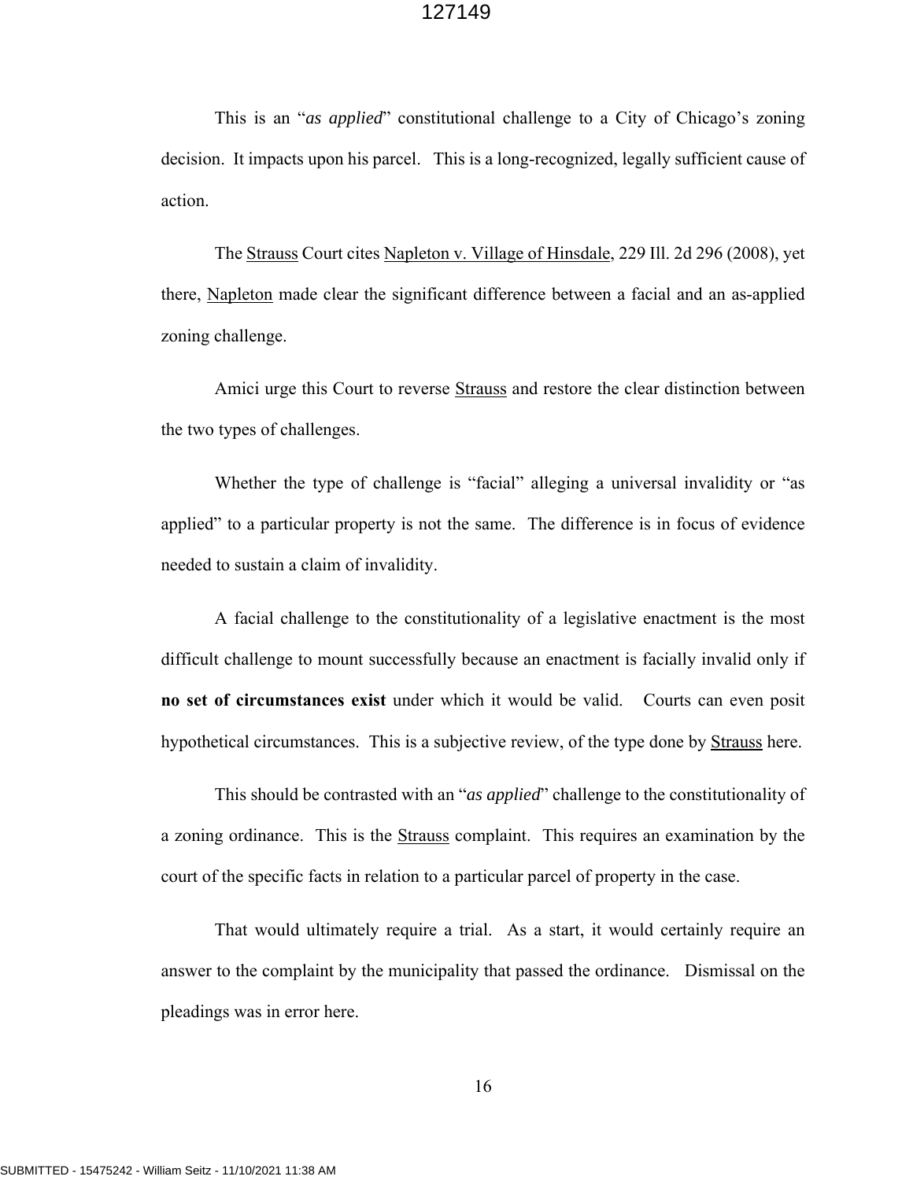This is an "*as applied*" constitutional challenge to a City of Chicago's zoning decision. It impacts upon his parcel. This is a long-recognized, legally sufficient cause of action.

The Strauss Court cites Napleton v. Village of Hinsdale, 229 Ill. 2d 296 (2008), yet there, Napleton made clear the significant difference between a facial and an as-applied zoning challenge.

Amici urge this Court to reverse Strauss and restore the clear distinction between the two types of challenges.

Whether the type of challenge is "facial" alleging a universal invalidity or "as applied" to a particular property is not the same. The difference is in focus of evidence needed to sustain a claim of invalidity.

A facial challenge to the constitutionality of a legislative enactment is the most difficult challenge to mount successfully because an enactment is facially invalid only if **no set of circumstances exist** under which it would be valid. Courts can even posit hypothetical circumstances. This is a subjective review, of the type done by Strauss here.

This should be contrasted with an "*as applied*" challenge to the constitutionality of a zoning ordinance. This is the Strauss complaint. This requires an examination by the court of the specific facts in relation to a particular parcel of property in the case.

That would ultimately require a trial. As a start, it would certainly require an answer to the complaint by the municipality that passed the ordinance. Dismissal on the pleadings was in error here.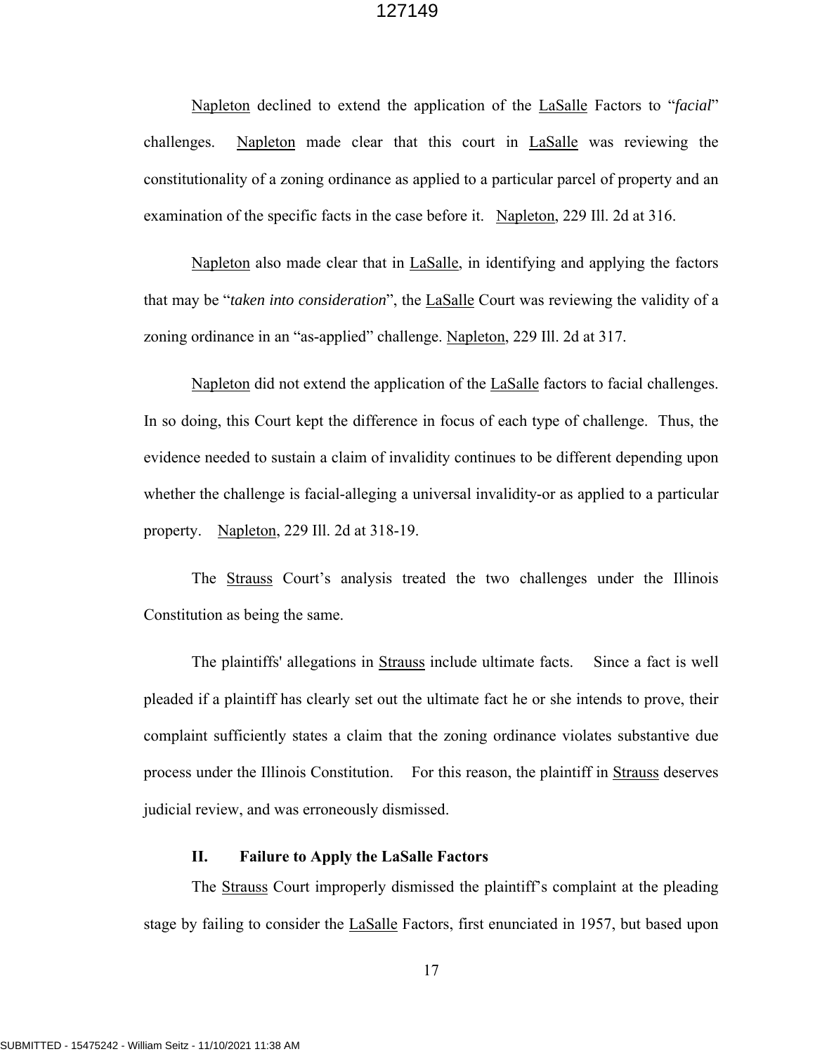Napleton declined to extend the application of the LaSalle Factors to "*facial*" challenges. Napleton made clear that this court in LaSalle was reviewing the constitutionality of a zoning ordinance as applied to a particular parcel of property and an examination of the specific facts in the case before it. Napleton, 229 Ill. 2d at 316.

Napleton also made clear that in LaSalle, in identifying and applying the factors that may be "*taken into consideration*", the LaSalle Court was reviewing the validity of a zoning ordinance in an "as-applied" challenge. Napleton, 229 Ill. 2d at 317.

Napleton did not extend the application of the LaSalle factors to facial challenges. In so doing, this Court kept the difference in focus of each type of challenge. Thus, the evidence needed to sustain a claim of invalidity continues to be different depending upon whether the challenge is facial-alleging a universal invalidity-or as applied to a particular property. Napleton, 229 Ill. 2d at 318-19.

The Strauss Court's analysis treated the two challenges under the Illinois Constitution as being the same.

The plaintiffs' allegations in Strauss include ultimate facts. Since a fact is well pleaded if a plaintiff has clearly set out the ultimate fact he or she intends to prove, their complaint sufficiently states a claim that the zoning ordinance violates substantive due process under the Illinois Constitution. For this reason, the plaintiff in Strauss deserves judicial review, and was erroneously dismissed.

## II. Failure to Apply the LaSalle Factors

The Strauss Court improperly dismissed the plaintiff's complaint at the pleading stage by failing to consider the LaSalle Factors, first enunciated in 1957, but based upon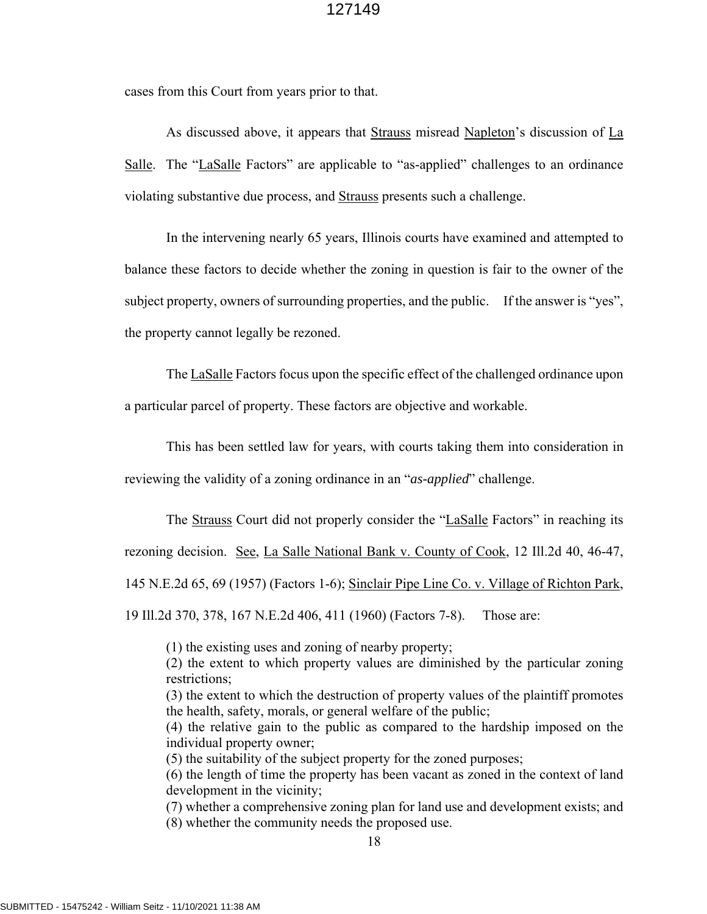cases from this Court from years prior to that.

As discussed above, it appears that Strauss misread Napleton's discussion of La Salle. The "LaSalle Factors" are applicable to "as-applied" challenges to an ordinance violating substantive due process, and Strauss presents such a challenge.

In the intervening nearly 65 years, Illinois courts have examined and attempted to balance these factors to decide whether the zoning in question is fair to the owner of the subject property, owners of surrounding properties, and the public. If the answer is "yes", the property cannot legally be rezoned.

The LaSalle Factors focus upon the specific effect of the challenged ordinance upon a particular parcel of property. These factors are objective and workable.

This has been settled law for years, with courts taking them into consideration in reviewing the validity of a zoning ordinance in an "*as-applied*" challenge.

The Strauss Court did not properly consider the "LaSalle Factors" in reaching its rezoning decision. See, La Salle National Bank v. County of Cook, 12 Ill.2d 40, 46-47, 145 N.E.2d 65, 69 (1957) (Factors 1-6); Sinclair Pipe Line Co. v. Village of Richton Park, 19 Ill.2d 370, 378, 167 N.E.2d 406, 411 (1960) (Factors 7-8). Those are:

> (1) the existing uses and zoning of nearby property;
> (2) the extent to which property values are diminished by the particular zoning restrictions;
> (3) the extent to which the destruction of property values of the plaintiff promotes the health, safety, morals, or general welfare of the public;
> (4) the relative gain to the public as compared to the hardship imposed on the individual property owner;
> (5) the suitability of the subject property for the zoned purposes;
> (6) the length of time the property has been vacant as zoned in the context of land development in the vicinity;
> (7) whether a comprehensive zoning plan for land use and development exists; and
> (8) whether the community needs the proposed use.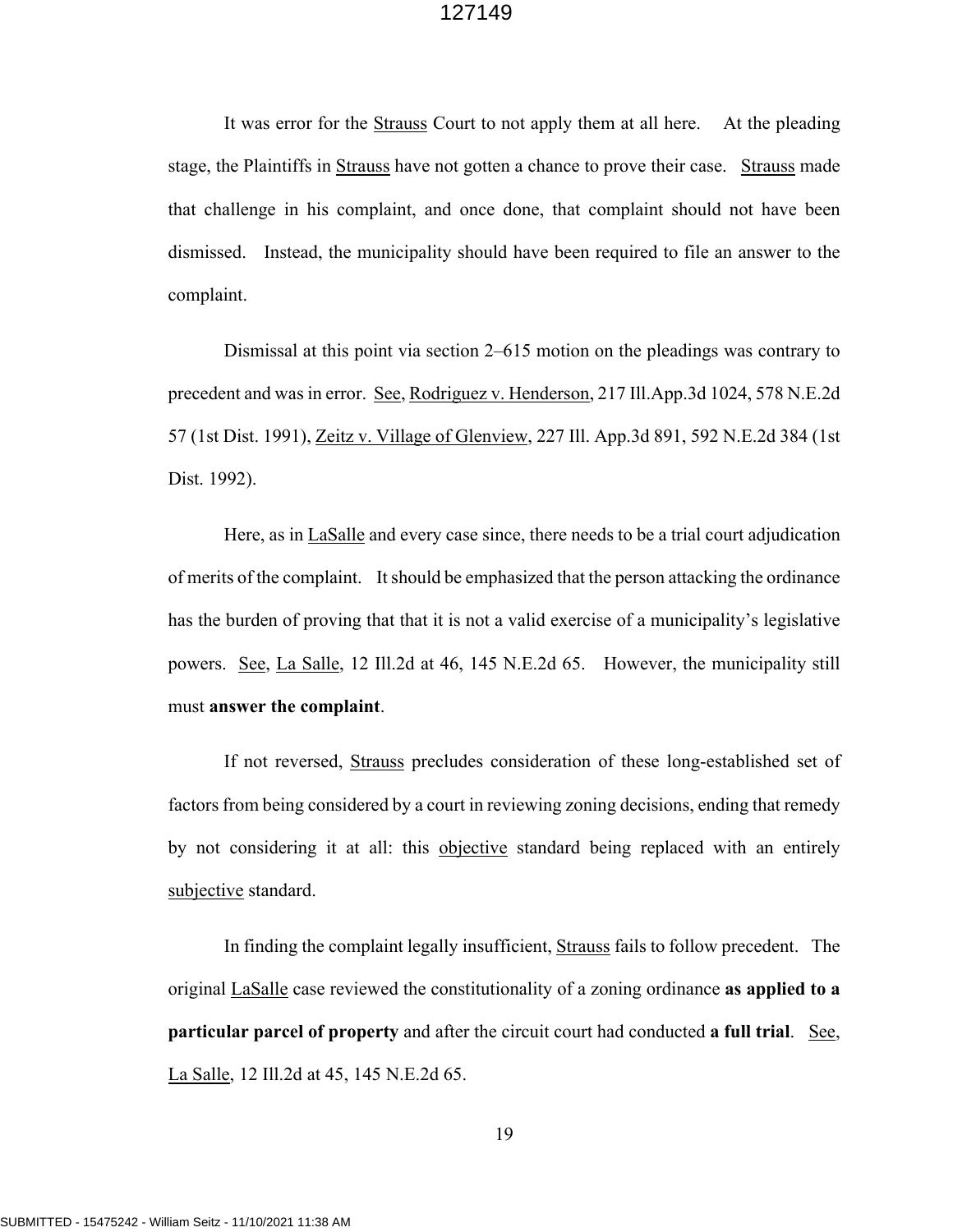It was error for the Strauss Court to not apply them at all here. At the pleading stage, the Plaintiffs in Strauss have not gotten a chance to prove their case. Strauss made that challenge in his complaint, and once done, that complaint should not have been dismissed. Instead, the municipality should have been required to file an answer to the complaint.

Dismissal at this point via section 2–615 motion on the pleadings was contrary to precedent and was in error. See, Rodriguez v. Henderson, 217 Ill.App.3d 1024, 578 N.E.2d 57 (1st Dist. 1991), Zeitz v. Village of Glenview, 227 Ill. App.3d 891, 592 N.E.2d 384 (1st Dist. 1992).

Here, as in LaSalle and every case since, there needs to be a trial court adjudication of merits of the complaint. It should be emphasized that the person attacking the ordinance has the burden of proving that that it is not a valid exercise of a municipality's legislative powers. See, La Salle, 12 Ill.2d at 46, 145 N.E.2d 65. However, the municipality still must **answer the complaint**.

If not reversed, Strauss precludes consideration of these long-established set of factors from being considered by a court in reviewing zoning decisions, ending that remedy by not considering it at all: this objective standard being replaced with an entirely subjective standard.

In finding the complaint legally insufficient, Strauss fails to follow precedent. The original LaSalle case reviewed the constitutionality of a zoning ordinance **as applied to a particular parcel of property** and after the circuit court had conducted **a full trial**. See, La Salle, 12 Ill.2d at 45, 145 N.E.2d 65.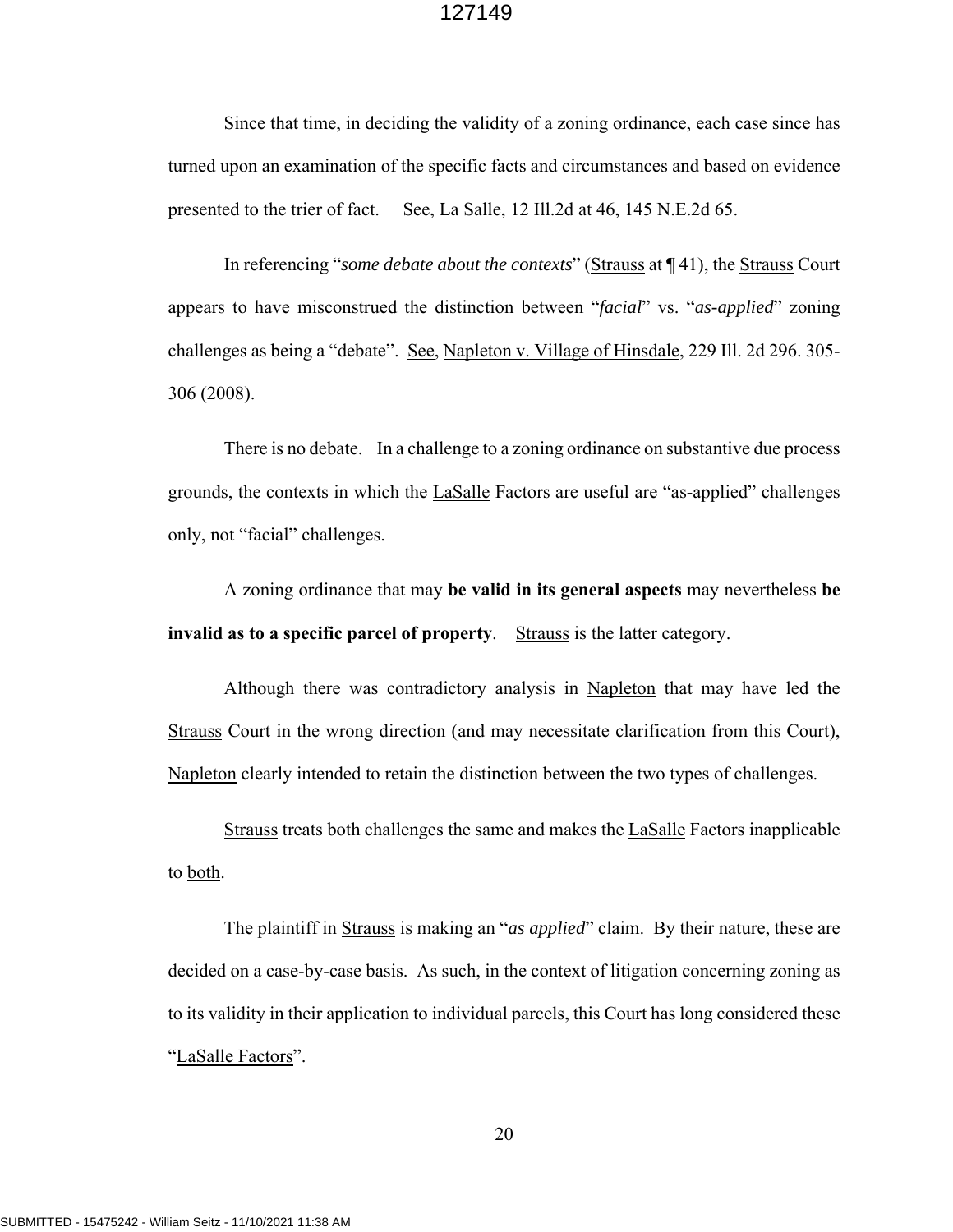Since that time, in deciding the validity of a zoning ordinance, each case since has turned upon an examination of the specific facts and circumstances and based on evidence presented to the trier of fact. See, La Salle, 12 Ill.2d at 46, 145 N.E.2d 65.

In referencing "*some debate about the contexts*" (Strauss at ¶ 41), the Strauss Court appears to have misconstrued the distinction between "*facial*" vs. "*as-applied*" zoning challenges as being a "debate". See, Napleton v. Village of Hinsdale, 229 Ill. 2d 296. 305-306 (2008).

There is no debate. In a challenge to a zoning ordinance on substantive due process grounds, the contexts in which the LaSalle Factors are useful are "as-applied" challenges only, not "facial" challenges.

A zoning ordinance that may **be valid in its general aspects** may nevertheless **be invalid as to a specific parcel of property**. Strauss is the latter category.

Although there was contradictory analysis in Napleton that may have led the Strauss Court in the wrong direction (and may necessitate clarification from this Court), Napleton clearly intended to retain the distinction between the two types of challenges.

Strauss treats both challenges the same and makes the LaSalle Factors inapplicable to both.

The plaintiff in Strauss is making an "*as applied*" claim. By their nature, these are decided on a case-by-case basis. As such, in the context of litigation concerning zoning as to its validity in their application to individual parcels, this Court has long considered these "LaSalle Factors".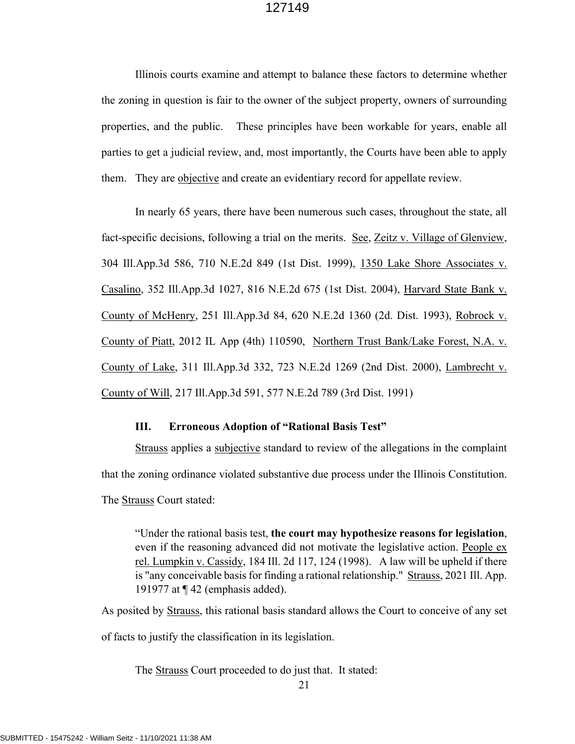Illinois courts examine and attempt to balance these factors to determine whether the zoning in question is fair to the owner of the subject property, owners of surrounding properties, and the public. These principles have been workable for years, enable all parties to get a judicial review, and, most importantly, the Courts have been able to apply them. They are objective and create an evidentiary record for appellate review.

In nearly 65 years, there have been numerous such cases, throughout the state, all fact-specific decisions, following a trial on the merits. See, Zeitz v. Village of Glenview, 304 Ill.App.3d 586, 710 N.E.2d 849 (1st Dist. 1999), 1350 Lake Shore Associates v. Casalino, 352 Ill.App.3d 1027, 816 N.E.2d 675 (1st Dist. 2004), Harvard State Bank v. County of McHenry, 251 Ill.App.3d 84, 620 N.E.2d 1360 (2d. Dist. 1993), Robrock v. County of Piatt, 2012 IL App (4th) 110590, Northern Trust Bank/Lake Forest, N.A. v. County of Lake, 311 Ill.App.3d 332, 723 N.E.2d 1269 (2nd Dist. 2000), Lambrecht v. County of Will, 217 Ill.App.3d 591, 577 N.E.2d 789 (3rd Dist. 1991)

### III. Erroneous Adoption of "Rational Basis Test"

Strauss applies a subjective standard to review of the allegations in the complaint that the zoning ordinance violated substantive due process under the Illinois Constitution. The Strauss Court stated:

> "Under the rational basis test, **the court may hypothesize reasons for legislation**, even if the reasoning advanced did not motivate the legislative action. People ex rel. Lumpkin v. Cassidy, 184 Ill. 2d 117, 124 (1998). A law will be upheld if there is "any conceivable basis for finding a rational relationship." Strauss, 2021 Ill. App. 191977 at ¶ 42 (emphasis added).

As posited by Strauss, this rational basis standard allows the Court to conceive of any set of facts to justify the classification in its legislation.

The Strauss Court proceeded to do just that. It stated: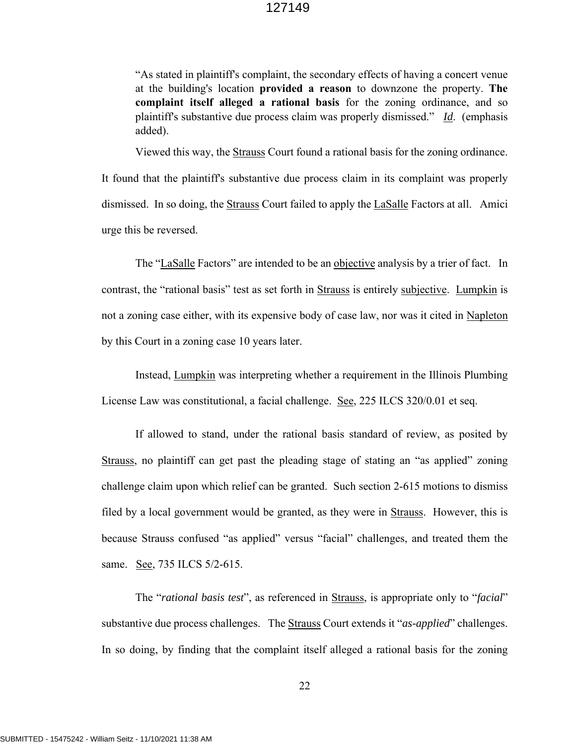> "As stated in plaintiff's complaint, the secondary effects of having a concert venue at the building's location **provided a reason** to downzone the property. **The complaint itself alleged a rational basis** for the zoning ordinance, and so plaintiff's substantive due process claim was properly dismissed." *Id*. (emphasis added).

Viewed this way, the Strauss Court found a rational basis for the zoning ordinance. It found that the plaintiff's substantive due process claim in its complaint was properly dismissed. In so doing, the Strauss Court failed to apply the LaSalle Factors at all. Amici urge this be reversed.

The "LaSalle Factors" are intended to be an objective analysis by a trier of fact. In contrast, the "rational basis" test as set forth in Strauss is entirely subjective. Lumpkin is not a zoning case either, with its expensive body of case law, nor was it cited in Napleton by this Court in a zoning case 10 years later.

Instead, Lumpkin was interpreting whether a requirement in the Illinois Plumbing License Law was constitutional, a facial challenge. See, 225 ILCS 320/0.01 et seq.

If allowed to stand, under the rational basis standard of review, as posited by Strauss, no plaintiff can get past the pleading stage of stating an "as applied" zoning challenge claim upon which relief can be granted. Such section 2-615 motions to dismiss filed by a local government would be granted, as they were in Strauss. However, this is because Strauss confused "as applied" versus "facial" challenges, and treated them the same. See, 735 ILCS 5/2-615.

The "*rational basis test*", as referenced in Strauss, is appropriate only to "*facial*" substantive due process challenges. The Strauss Court extends it "*as-applied*" challenges. In so doing, by finding that the complaint itself alleged a rational basis for the zoning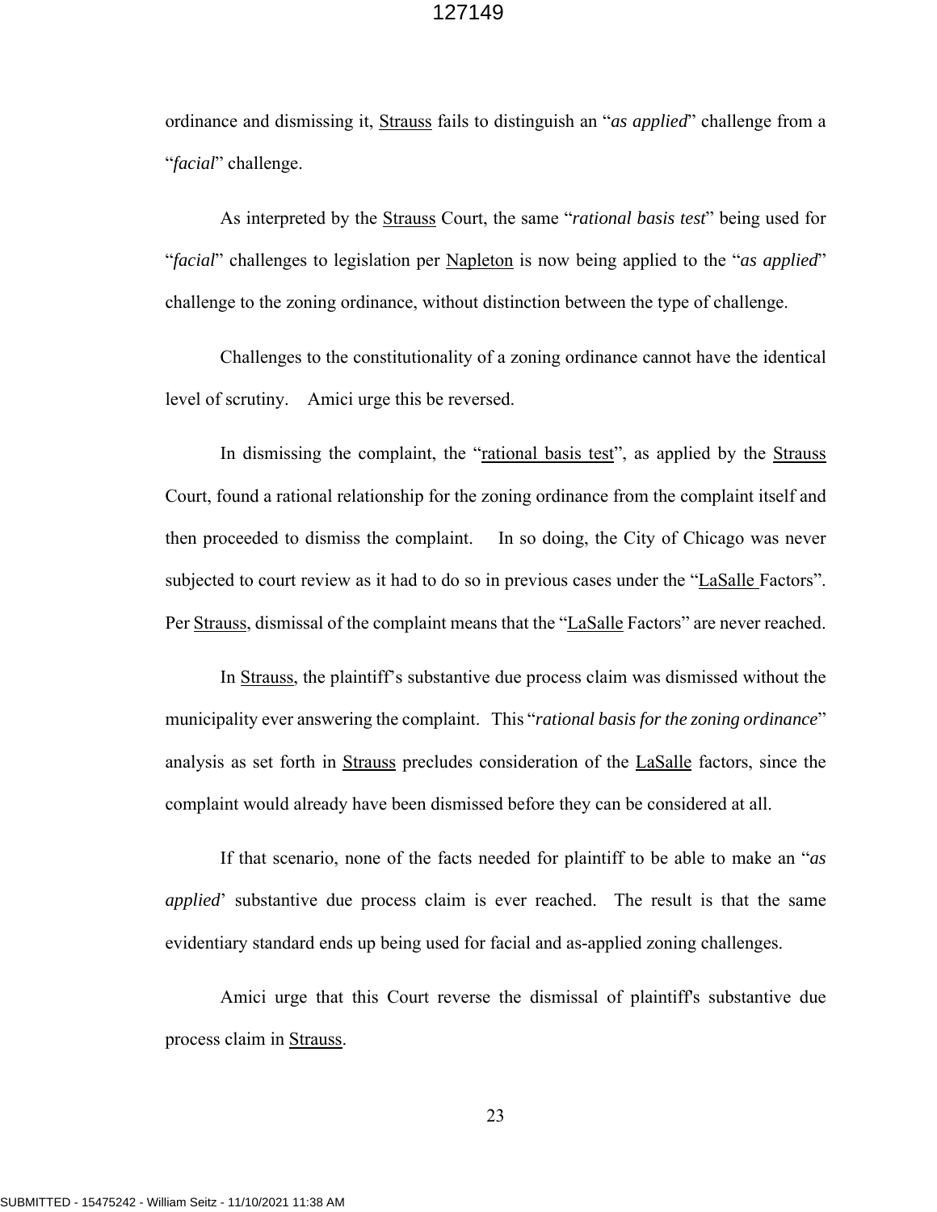ordinance and dismissing it, <u>Strauss</u> fails to distinguish an "*as applied*" challenge from a "*facial*" challenge.

As interpreted by the <u>Strauss</u> Court, the same "*rational basis test*" being used for "*facial*" challenges to legislation per <u>Napleton</u> is now being applied to the "*as applied*" challenge to the zoning ordinance, without distinction between the type of challenge.

Challenges to the constitutionality of a zoning ordinance cannot have the identical level of scrutiny. Amici urge this be reversed.

In dismissing the complaint, the "<u>rational basis test</u>", as applied by the <u>Strauss</u> Court, found a rational relationship for the zoning ordinance from the complaint itself and then proceeded to dismiss the complaint. In so doing, the City of Chicago was never subjected to court review as it had to do so in previous cases under the "<u>LaSalle</u> Factors". Per <u>Strauss</u>, dismissal of the complaint means that the "<u>LaSalle</u> Factors" are never reached.

In <u>Strauss</u>, the plaintiff's substantive due process claim was dismissed without the municipality ever answering the complaint. This "*rational basis for the zoning ordinance*" analysis as set forth in <u>Strauss</u> precludes consideration of the <u>LaSalle</u> factors, since the complaint would already have been dismissed before they can be considered at all.

If that scenario, none of the facts needed for plaintiff to be able to make an "*as applied*' substantive due process claim is ever reached. The result is that the same evidentiary standard ends up being used for facial and as-applied zoning challenges.

Amici urge that this Court reverse the dismissal of plaintiff's substantive due process claim in <u>Strauss</u>.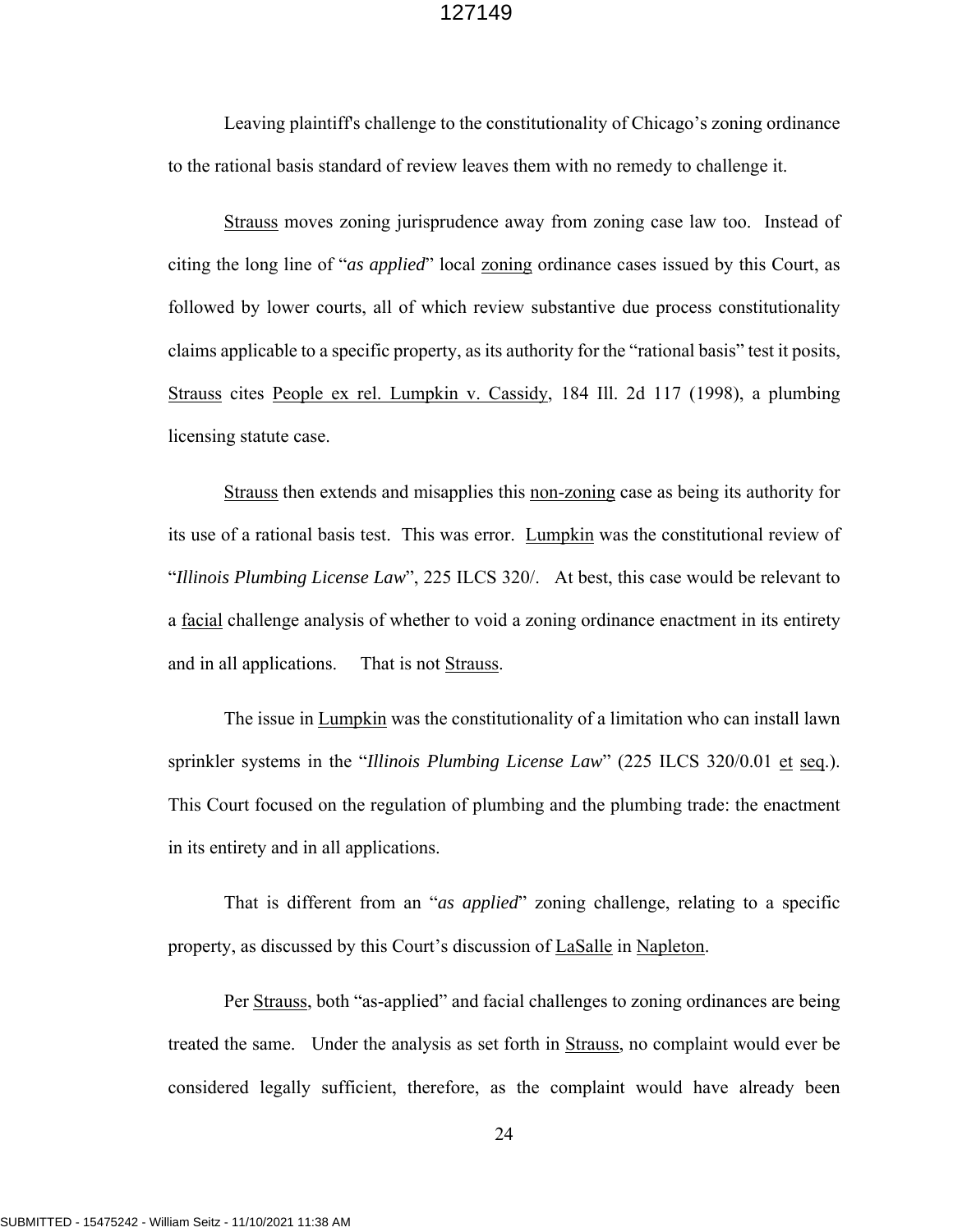Leaving plaintiff's challenge to the constitutionality of Chicago's zoning ordinance to the rational basis standard of review leaves them with no remedy to challenge it.

Strauss moves zoning jurisprudence away from zoning case law too. Instead of citing the long line of "*as applied*" local zoning ordinance cases issued by this Court, as followed by lower courts, all of which review substantive due process constitutionality claims applicable to a specific property, as its authority for the "rational basis" test it posits, Strauss cites People ex rel. Lumpkin v. Cassidy, 184 Ill. 2d 117 (1998), a plumbing licensing statute case.

Strauss then extends and misapplies this non-zoning case as being its authority for its use of a rational basis test. This was error. Lumpkin was the constitutional review of "*Illinois Plumbing License Law*", 225 ILCS 320/. At best, this case would be relevant to a facial challenge analysis of whether to void a zoning ordinance enactment in its entirety and in all applications. That is not Strauss.

The issue in Lumpkin was the constitutionality of a limitation who can install lawn sprinkler systems in the "*Illinois Plumbing License Law*" (225 ILCS 320/0.01 et seq.). This Court focused on the regulation of plumbing and the plumbing trade: the enactment in its entirety and in all applications.

That is different from an "*as applied*" zoning challenge, relating to a specific property, as discussed by this Court's discussion of LaSalle in Napleton.

Per Strauss, both "as-applied" and facial challenges to zoning ordinances are being treated the same. Under the analysis as set forth in Strauss, no complaint would ever be considered legally sufficient, therefore, as the complaint would have already been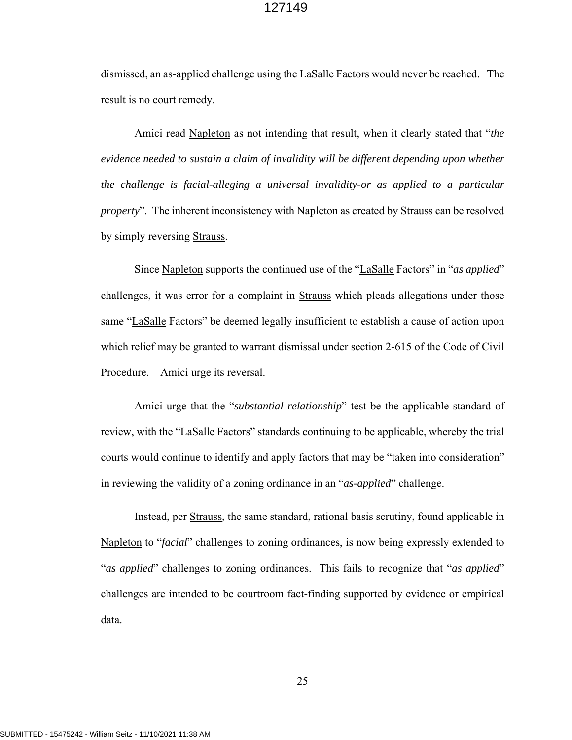dismissed, an as-applied challenge using the LaSalle Factors would never be reached. The result is no court remedy.

Amici read Napleton as not intending that result, when it clearly stated that "*the evidence needed to sustain a claim of invalidity will be different depending upon whether the challenge is facial-alleging a universal invalidity-or as applied to a particular property*". The inherent inconsistency with Napleton as created by Strauss can be resolved by simply reversing Strauss.

Since Napleton supports the continued use of the "LaSalle Factors" in "*as applied*" challenges, it was error for a complaint in Strauss which pleads allegations under those same "LaSalle Factors" be deemed legally insufficient to establish a cause of action upon which relief may be granted to warrant dismissal under section 2-615 of the Code of Civil Procedure. Amici urge its reversal.

Amici urge that the "*substantial relationship*" test be the applicable standard of review, with the "LaSalle Factors" standards continuing to be applicable, whereby the trial courts would continue to identify and apply factors that may be "taken into consideration" in reviewing the validity of a zoning ordinance in an "*as-applied*" challenge.

Instead, per Strauss, the same standard, rational basis scrutiny, found applicable in Napleton to "*facial*" challenges to zoning ordinances, is now being expressly extended to "*as applied*" challenges to zoning ordinances. This fails to recognize that "*as applied*" challenges are intended to be courtroom fact-finding supported by evidence or empirical data.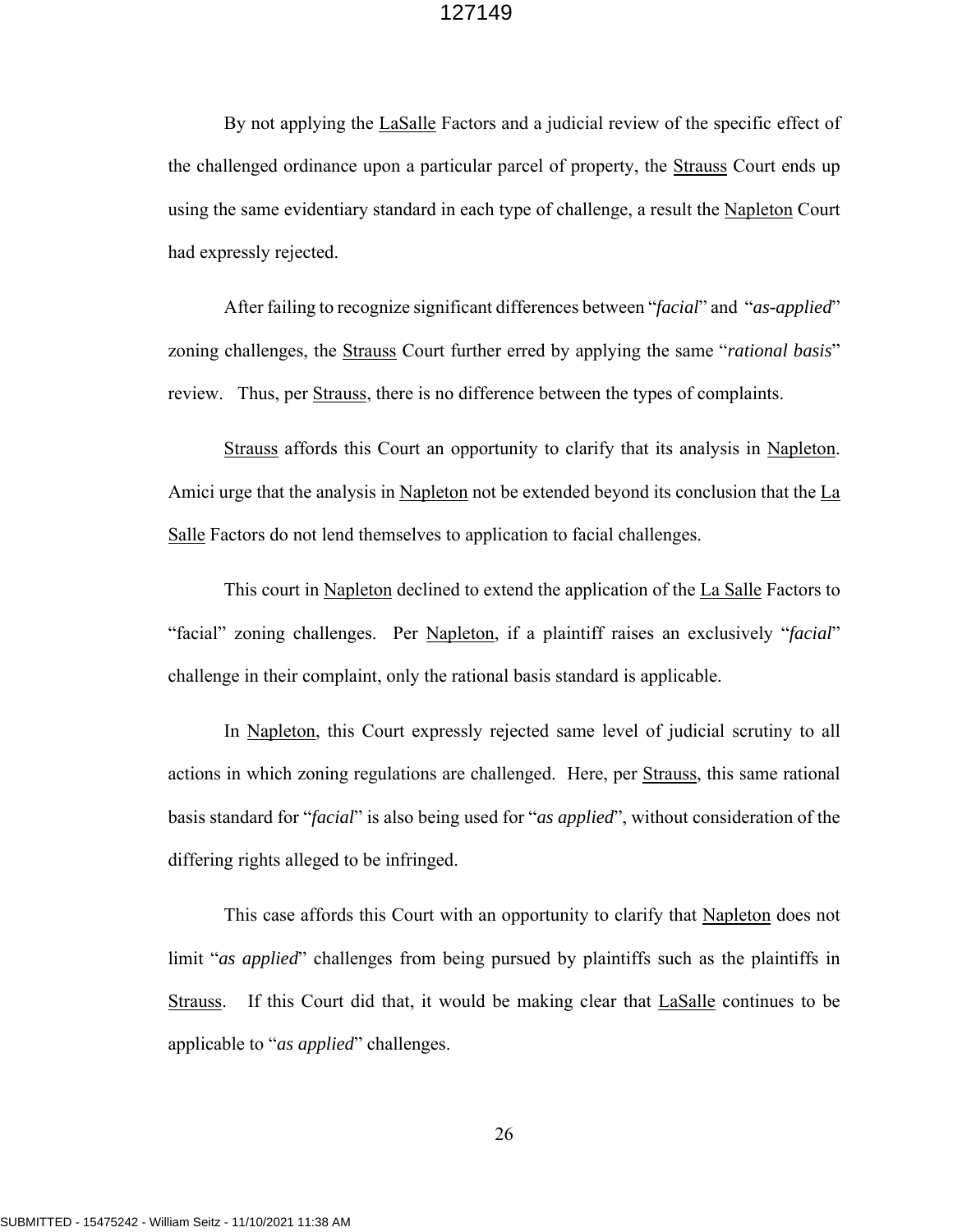By not applying the LaSalle Factors and a judicial review of the specific effect of the challenged ordinance upon a particular parcel of property, the Strauss Court ends up using the same evidentiary standard in each type of challenge, a result the Napleton Court had expressly rejected.

After failing to recognize significant differences between "*facial*" and "*as-applied*" zoning challenges, the Strauss Court further erred by applying the same "*rational basis*" review. Thus, per Strauss, there is no difference between the types of complaints.

Strauss affords this Court an opportunity to clarify that its analysis in Napleton. Amici urge that the analysis in Napleton not be extended beyond its conclusion that the La Salle Factors do not lend themselves to application to facial challenges.

This court in Napleton declined to extend the application of the La Salle Factors to "facial" zoning challenges. Per Napleton, if a plaintiff raises an exclusively "*facial*" challenge in their complaint, only the rational basis standard is applicable.

In Napleton, this Court expressly rejected same level of judicial scrutiny to all actions in which zoning regulations are challenged. Here, per Strauss, this same rational basis standard for "*facial*" is also being used for "*as applied*", without consideration of the differing rights alleged to be infringed.

This case affords this Court with an opportunity to clarify that Napleton does not limit "*as applied*" challenges from being pursued by plaintiffs such as the plaintiffs in Strauss. If this Court did that, it would be making clear that LaSalle continues to be applicable to "*as applied*" challenges.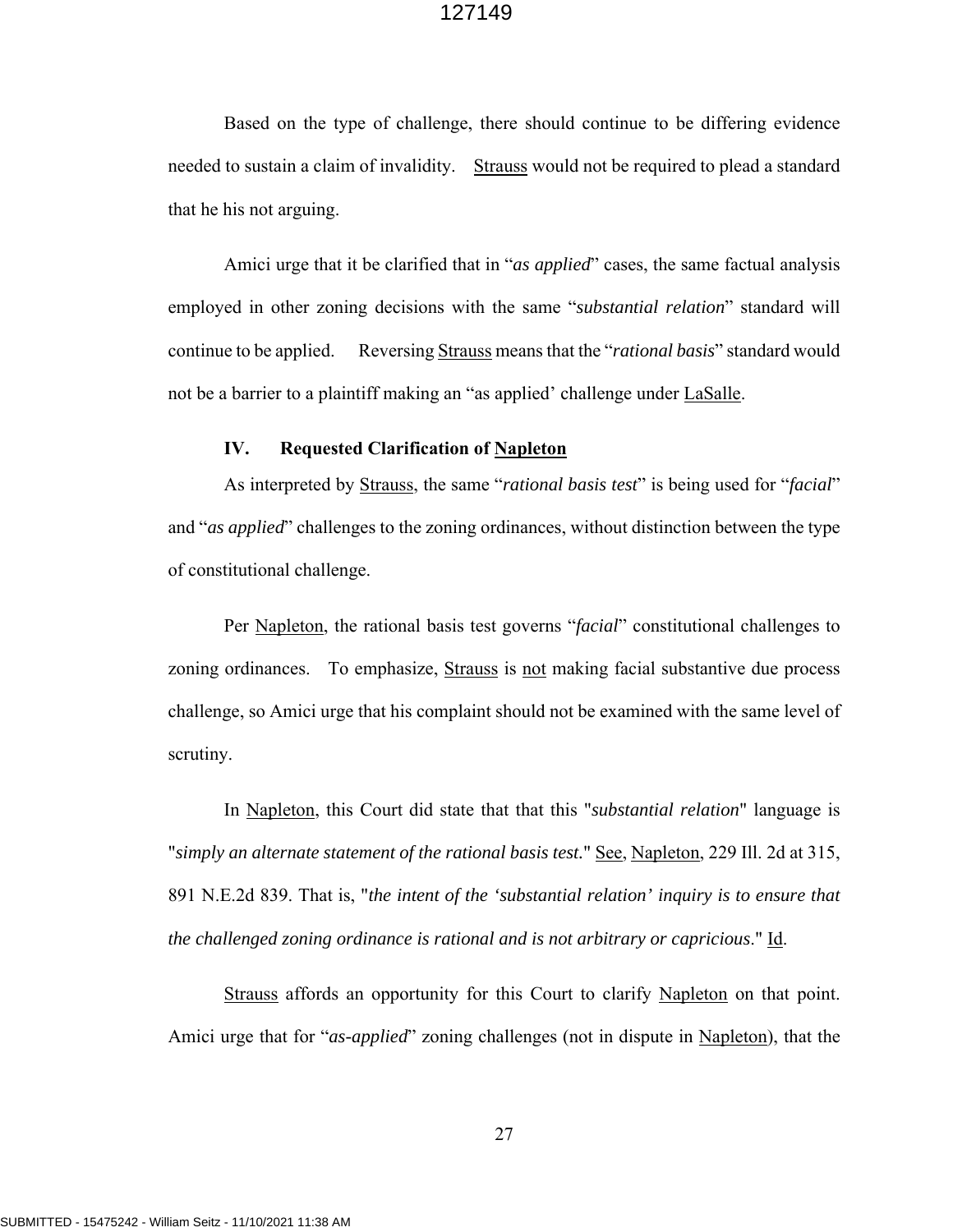Based on the type of challenge, there should continue to be differing evidence needed to sustain a claim of invalidity. Strauss would not be required to plead a standard that he his not arguing.

Amici urge that it be clarified that in "*as applied*" cases, the same factual analysis employed in other zoning decisions with the same "*substantial relation*" standard will continue to be applied. Reversing Strauss means that the "*rational basis*" standard would not be a barrier to a plaintiff making an "as applied' challenge under LaSalle.

### IV. Requested Clarification of Napleton

As interpreted by Strauss, the same "*rational basis test*" is being used for "*facial*" and "*as applied*" challenges to the zoning ordinances, without distinction between the type of constitutional challenge.

Per Napleton, the rational basis test governs "*facial*" constitutional challenges to zoning ordinances. To emphasize, Strauss is not making facial substantive due process challenge, so Amici urge that his complaint should not be examined with the same level of scrutiny.

In Napleton, this Court did state that that this "*substantial relation*" language is "*simply an alternate statement of the rational basis test.*" See, Napleton, 229 Ill. 2d at 315, 891 N.E.2d 839. That is, "*the intent of the 'substantial relation' inquiry is to ensure that the challenged zoning ordinance is rational and is not arbitrary or capricious*." Id.

Strauss affords an opportunity for this Court to clarify Napleton on that point. Amici urge that for "*as-applied*" zoning challenges (not in dispute in Napleton), that the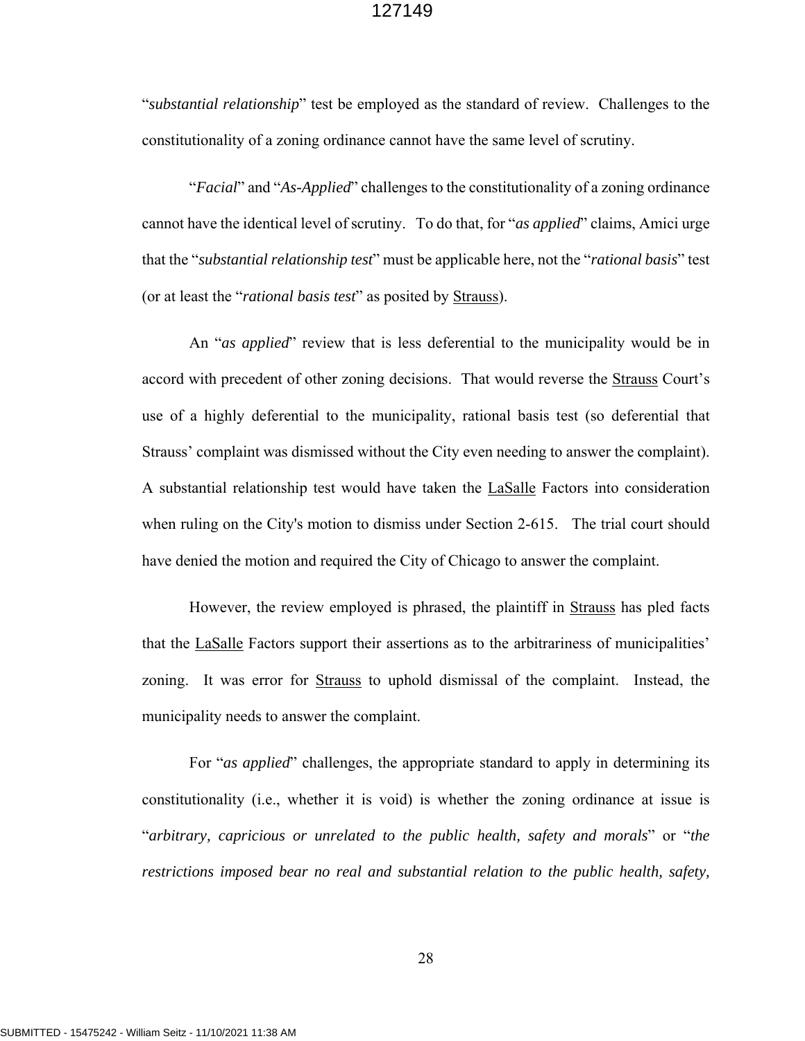"*substantial relationship*" test be employed as the standard of review. Challenges to the constitutionality of a zoning ordinance cannot have the same level of scrutiny.

"*Facial*" and "*As-Applied*" challenges to the constitutionality of a zoning ordinance cannot have the identical level of scrutiny. To do that, for "*as applied*" claims, Amici urge that the "*substantial relationship test*" must be applicable here, not the "*rational basis*" test (or at least the "*rational basis test*" as posited by Strauss).

An "*as applied*" review that is less deferential to the municipality would be in accord with precedent of other zoning decisions. That would reverse the Strauss Court's use of a highly deferential to the municipality, rational basis test (so deferential that Strauss' complaint was dismissed without the City even needing to answer the complaint). A substantial relationship test would have taken the LaSalle Factors into consideration when ruling on the City's motion to dismiss under Section 2-615. The trial court should have denied the motion and required the City of Chicago to answer the complaint.

However, the review employed is phrased, the plaintiff in Strauss has pled facts that the LaSalle Factors support their assertions as to the arbitrariness of municipalities' zoning. It was error for Strauss to uphold dismissal of the complaint. Instead, the municipality needs to answer the complaint.

For "*as applied*" challenges, the appropriate standard to apply in determining its constitutionality (i.e., whether it is void) is whether the zoning ordinance at issue is "*arbitrary, capricious or unrelated to the public health, safety and morals*" or "*the restrictions imposed bear no real and substantial relation to the public health, safety,*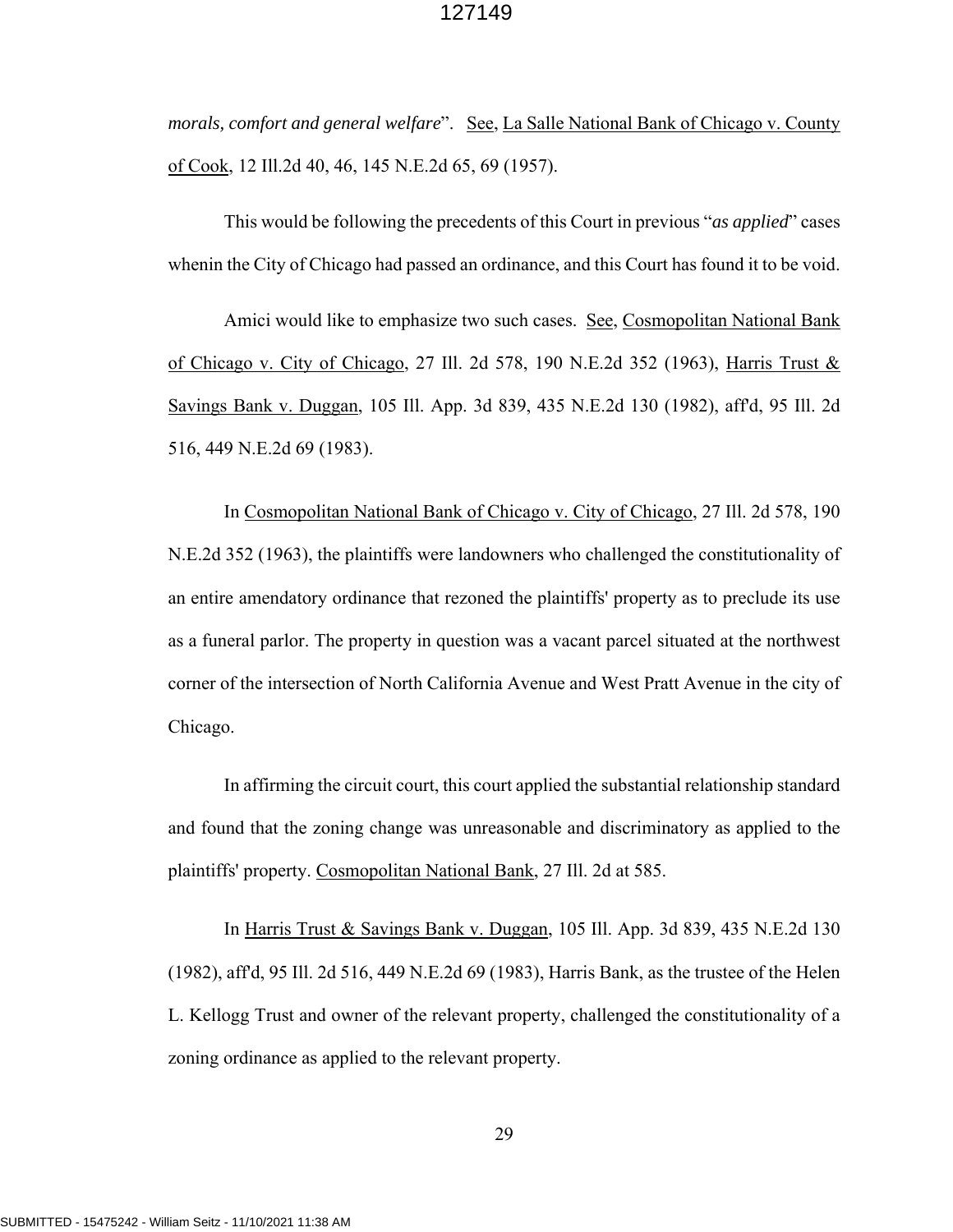*morals, comfort and general welfare*". See, La Salle National Bank of Chicago v. County of Cook, 12 Ill.2d 40, 46, 145 N.E.2d 65, 69 (1957).

This would be following the precedents of this Court in previous "*as applied*" cases whenin the City of Chicago had passed an ordinance, and this Court has found it to be void.

Amici would like to emphasize two such cases. See, Cosmopolitan National Bank of Chicago v. City of Chicago, 27 Ill. 2d 578, 190 N.E.2d 352 (1963), Harris Trust & Savings Bank v. Duggan, 105 Ill. App. 3d 839, 435 N.E.2d 130 (1982), aff'd, 95 Ill. 2d 516, 449 N.E.2d 69 (1983).

In Cosmopolitan National Bank of Chicago v. City of Chicago, 27 Ill. 2d 578, 190 N.E.2d 352 (1963), the plaintiffs were landowners who challenged the constitutionality of an entire amendatory ordinance that rezoned the plaintiffs' property as to preclude its use as a funeral parlor. The property in question was a vacant parcel situated at the northwest corner of the intersection of North California Avenue and West Pratt Avenue in the city of Chicago.

In affirming the circuit court, this court applied the substantial relationship standard and found that the zoning change was unreasonable and discriminatory as applied to the plaintiffs' property. Cosmopolitan National Bank, 27 Ill. 2d at 585.

In Harris Trust & Savings Bank v. Duggan, 105 Ill. App. 3d 839, 435 N.E.2d 130 (1982), aff'd, 95 Ill. 2d 516, 449 N.E.2d 69 (1983), Harris Bank, as the trustee of the Helen L. Kellogg Trust and owner of the relevant property, challenged the constitutionality of a zoning ordinance as applied to the relevant property.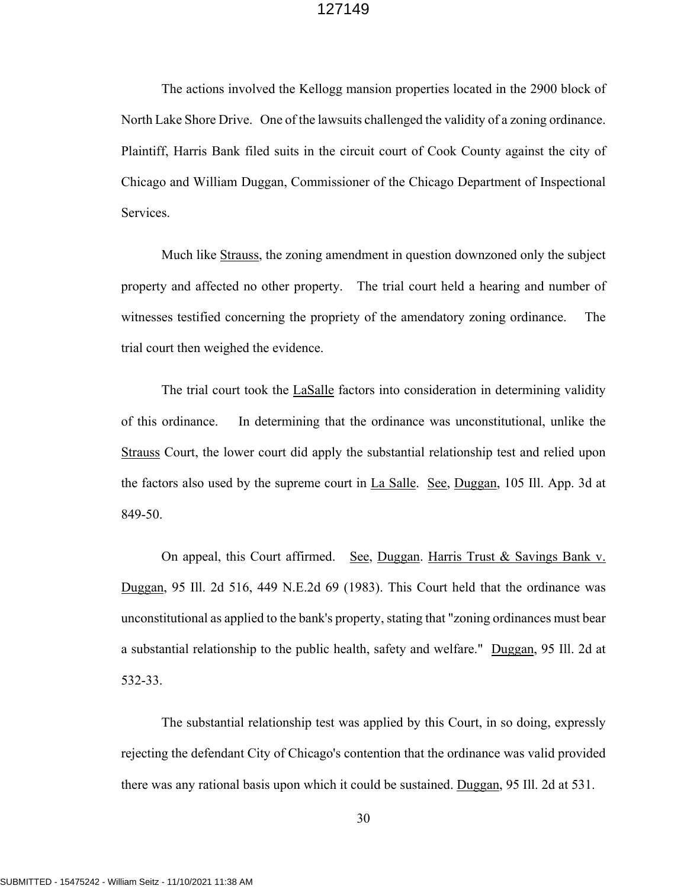The actions involved the Kellogg mansion properties located in the 2900 block of North Lake Shore Drive. One of the lawsuits challenged the validity of a zoning ordinance. Plaintiff, Harris Bank filed suits in the circuit court of Cook County against the city of Chicago and William Duggan, Commissioner of the Chicago Department of Inspectional Services.

Much like Strauss, the zoning amendment in question downzoned only the subject property and affected no other property. The trial court held a hearing and number of witnesses testified concerning the propriety of the amendatory zoning ordinance. The trial court then weighed the evidence.

The trial court took the LaSalle factors into consideration in determining validity of this ordinance. In determining that the ordinance was unconstitutional, unlike the Strauss Court, the lower court did apply the substantial relationship test and relied upon the factors also used by the supreme court in La Salle. See, Duggan, 105 Ill. App. 3d at 849-50.

On appeal, this Court affirmed. See, Duggan. Harris Trust & Savings Bank v. Duggan, 95 Ill. 2d 516, 449 N.E.2d 69 (1983). This Court held that the ordinance was unconstitutional as applied to the bank's property, stating that "zoning ordinances must bear a substantial relationship to the public health, safety and welfare." Duggan, 95 Ill. 2d at 532-33.

The substantial relationship test was applied by this Court, in so doing, expressly rejecting the defendant City of Chicago's contention that the ordinance was valid provided there was any rational basis upon which it could be sustained. Duggan, 95 Ill. 2d at 531.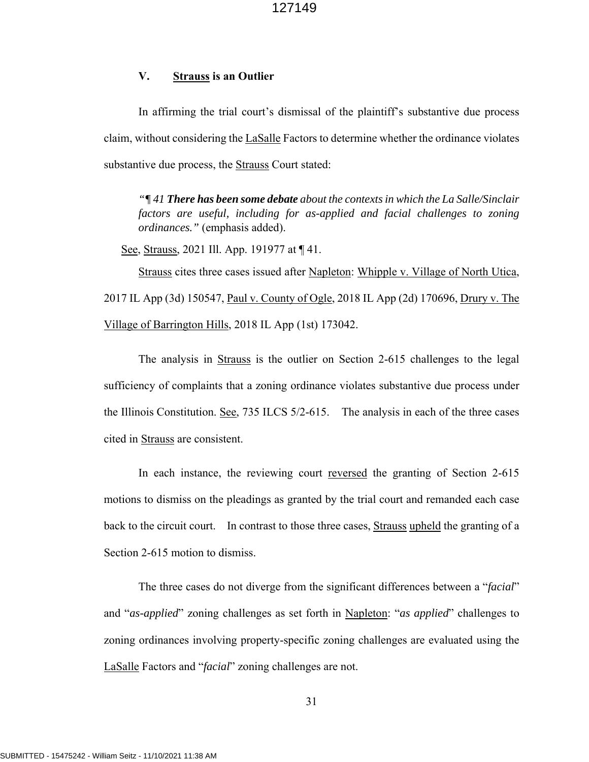## V. <u>Strauss</u> is an Outlier

In affirming the trial court's dismissal of the plaintiff's substantive due process claim, without considering the <u>LaSalle</u> Factors to determine whether the ordinance violates substantive due process, the <u>Strauss</u> Court stated:

> *"¶ 41* ***There has been some debate*** *about the contexts in which the La Salle/Sinclair factors are useful, including for as-applied and facial challenges to zoning ordinances."* (emphasis added).

<u>See</u>, <u>Strauss</u>, 2021 Ill. App. 191977 at ¶ 41.

<u>Strauss</u> cites three cases issued after <u>Napleton</u>: <u>Whipple v. Village of North Utica</u>, 2017 IL App (3d) 150547, <u>Paul v. County of Ogle</u>, 2018 IL App (2d) 170696, <u>Drury v. The Village of Barrington Hills</u>, 2018 IL App (1st) 173042.

The analysis in <u>Strauss</u> is the outlier on Section 2-615 challenges to the legal sufficiency of complaints that a zoning ordinance violates substantive due process under the Illinois Constitution. <u>See</u>, 735 ILCS 5/2-615. The analysis in each of the three cases cited in <u>Strauss</u> are consistent.

In each instance, the reviewing court <u>reversed</u> the granting of Section 2-615 motions to dismiss on the pleadings as granted by the trial court and remanded each case back to the circuit court. In contrast to those three cases, <u>Strauss</u> <u>upheld</u> the granting of a Section 2-615 motion to dismiss.

The three cases do not diverge from the significant differences between a "*facial*" and "*as-applied*" zoning challenges as set forth in <u>Napleton</u>: "*as applied*" challenges to zoning ordinances involving property-specific zoning challenges are evaluated using the <u>LaSalle</u> Factors and "*facial*" zoning challenges are not.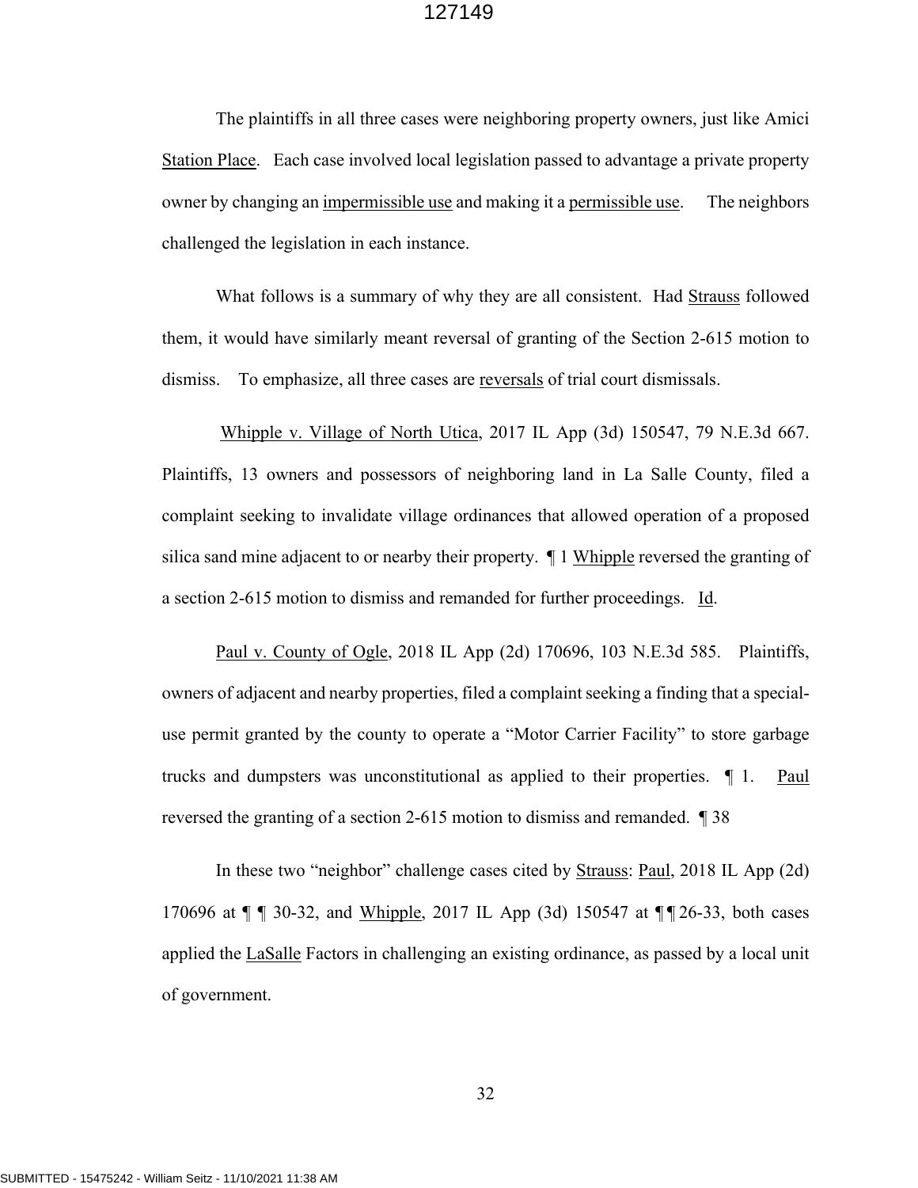The plaintiffs in all three cases were neighboring property owners, just like Amici Station Place. Each case involved local legislation passed to advantage a private property owner by changing an impermissible use and making it a permissible use. The neighbors challenged the legislation in each instance.

What follows is a summary of why they are all consistent. Had Strauss followed them, it would have similarly meant reversal of granting of the Section 2-615 motion to dismiss. To emphasize, all three cases are reversals of trial court dismissals.

Whipple v. Village of North Utica, 2017 IL App (3d) 150547, 79 N.E.3d 667. Plaintiffs, 13 owners and possessors of neighboring land in La Salle County, filed a complaint seeking to invalidate village ordinances that allowed operation of a proposed silica sand mine adjacent to or nearby their property. ¶ 1 Whipple reversed the granting of a section 2-615 motion to dismiss and remanded for further proceedings. Id.

Paul v. County of Ogle, 2018 IL App (2d) 170696, 103 N.E.3d 585. Plaintiffs, owners of adjacent and nearby properties, filed a complaint seeking a finding that a special-use permit granted by the county to operate a "Motor Carrier Facility" to store garbage trucks and dumpsters was unconstitutional as applied to their properties. ¶ 1. Paul reversed the granting of a section 2-615 motion to dismiss and remanded. ¶ 38

In these two "neighbor" challenge cases cited by Strauss: Paul, 2018 IL App (2d) 170696 at ¶ ¶ 30-32, and Whipple, 2017 IL App (3d) 150547 at ¶¶ 26-33, both cases applied the LaSalle Factors in challenging an existing ordinance, as passed by a local unit of government.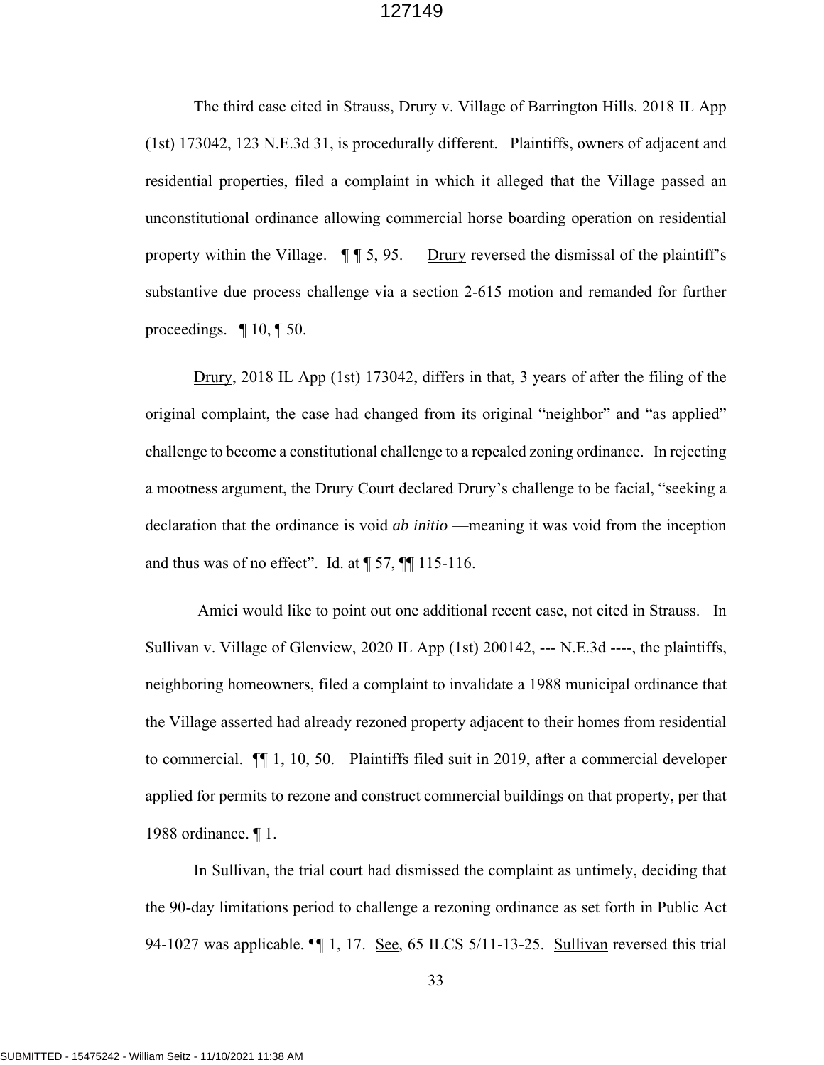The third case cited in Strauss, Drury v. Village of Barrington Hills. 2018 IL App (1st) 173042, 123 N.E.3d 31, is procedurally different. Plaintiffs, owners of adjacent and residential properties, filed a complaint in which it alleged that the Village passed an unconstitutional ordinance allowing commercial horse boarding operation on residential property within the Village. ¶ ¶ 5, 95. Drury reversed the dismissal of the plaintiff's substantive due process challenge via a section 2-615 motion and remanded for further proceedings. ¶ 10, ¶ 50.

Drury, 2018 IL App (1st) 173042, differs in that, 3 years of after the filing of the original complaint, the case had changed from its original "neighbor" and "as applied" challenge to become a constitutional challenge to a repealed zoning ordinance. In rejecting a mootness argument, the Drury Court declared Drury's challenge to be facial, "seeking a declaration that the ordinance is void *ab initio* —meaning it was void from the inception and thus was of no effect". Id. at ¶ 57, ¶¶ 115-116.

Amici would like to point out one additional recent case, not cited in Strauss. In Sullivan v. Village of Glenview, 2020 IL App (1st) 200142, --- N.E.3d ----, the plaintiffs, neighboring homeowners, filed a complaint to invalidate a 1988 municipal ordinance that the Village asserted had already rezoned property adjacent to their homes from residential to commercial. ¶¶ 1, 10, 50. Plaintiffs filed suit in 2019, after a commercial developer applied for permits to rezone and construct commercial buildings on that property, per that 1988 ordinance. ¶ 1.

In Sullivan, the trial court had dismissed the complaint as untimely, deciding that the 90-day limitations period to challenge a rezoning ordinance as set forth in Public Act 94-1027 was applicable. ¶¶ 1, 17. See, 65 ILCS 5/11-13-25. Sullivan reversed this trial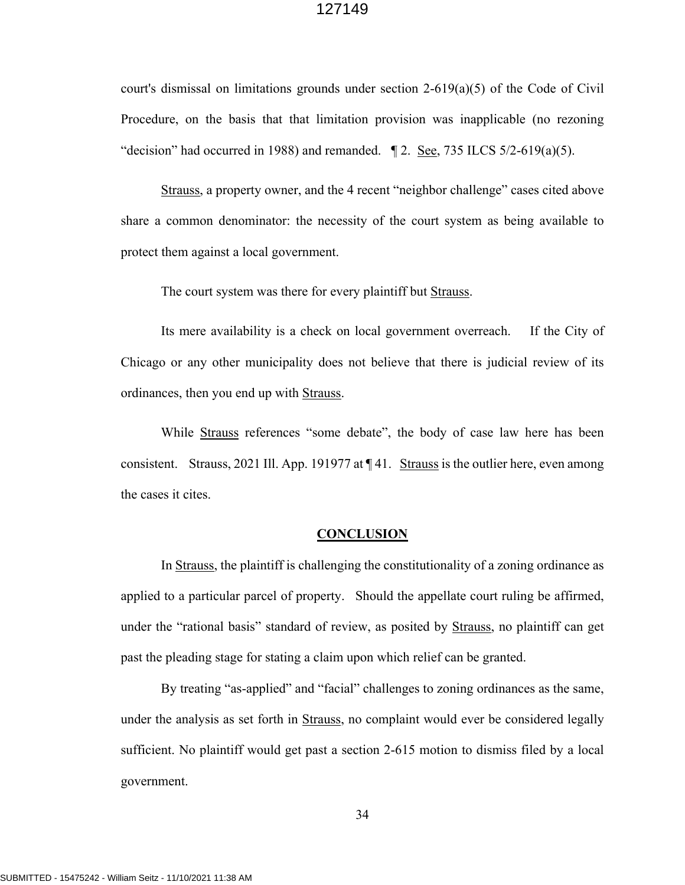court's dismissal on limitations grounds under section 2-619(a)(5) of the Code of Civil Procedure, on the basis that that limitation provision was inapplicable (no rezoning "decision" had occurred in 1988) and remanded. ¶ 2. See, 735 ILCS 5/2-619(a)(5).

Strauss, a property owner, and the 4 recent "neighbor challenge" cases cited above share a common denominator: the necessity of the court system as being available to protect them against a local government.

The court system was there for every plaintiff but Strauss.

Its mere availability is a check on local government overreach. If the City of Chicago or any other municipality does not believe that there is judicial review of its ordinances, then you end up with Strauss.

While Strauss references "some debate", the body of case law here has been consistent. Strauss, 2021 Ill. App. 191977 at ¶ 41. Strauss is the outlier here, even among the cases it cites.

## CONCLUSION

In Strauss, the plaintiff is challenging the constitutionality of a zoning ordinance as applied to a particular parcel of property. Should the appellate court ruling be affirmed, under the "rational basis" standard of review, as posited by Strauss, no plaintiff can get past the pleading stage for stating a claim upon which relief can be granted.

By treating "as-applied" and "facial" challenges to zoning ordinances as the same, under the analysis as set forth in Strauss, no complaint would ever be considered legally sufficient. No plaintiff would get past a section 2-615 motion to dismiss filed by a local government.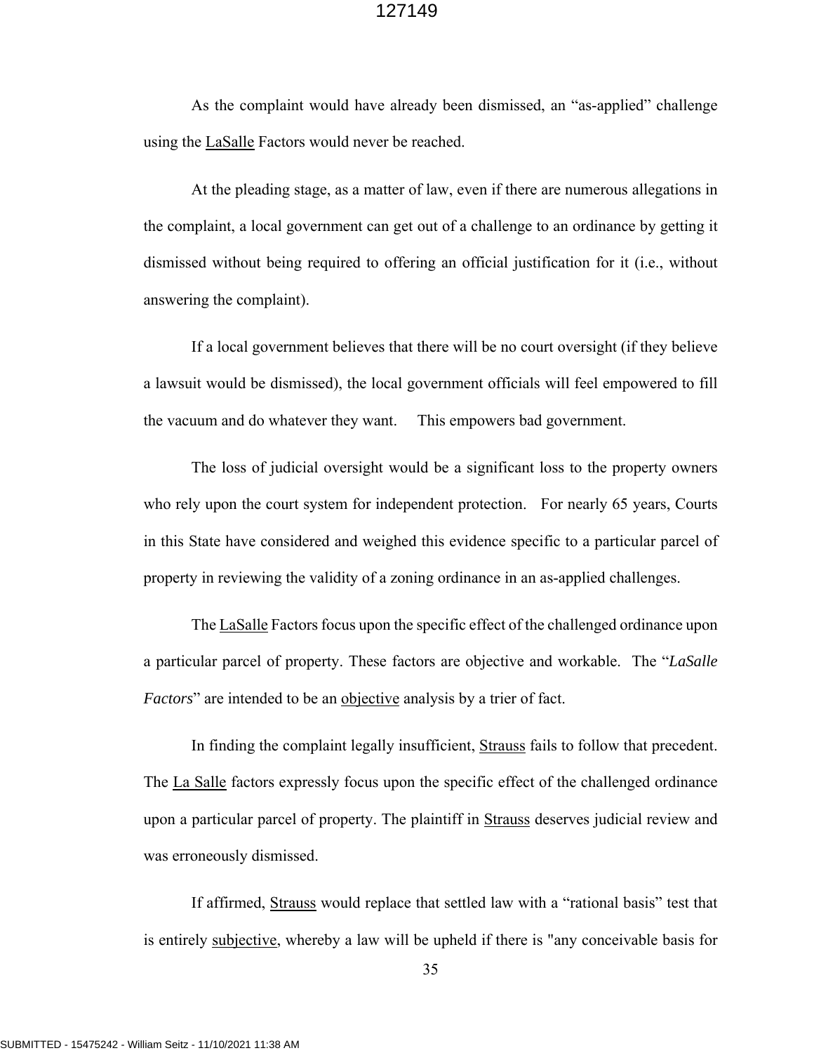As the complaint would have already been dismissed, an "as-applied" challenge using the LaSalle Factors would never be reached.

At the pleading stage, as a matter of law, even if there are numerous allegations in the complaint, a local government can get out of a challenge to an ordinance by getting it dismissed without being required to offering an official justification for it (i.e., without answering the complaint).

If a local government believes that there will be no court oversight (if they believe a lawsuit would be dismissed), the local government officials will feel empowered to fill the vacuum and do whatever they want. This empowers bad government.

The loss of judicial oversight would be a significant loss to the property owners who rely upon the court system for independent protection. For nearly 65 years, Courts in this State have considered and weighed this evidence specific to a particular parcel of property in reviewing the validity of a zoning ordinance in an as-applied challenges.

The LaSalle Factors focus upon the specific effect of the challenged ordinance upon a particular parcel of property. These factors are objective and workable. The "*LaSalle Factors*" are intended to be an objective analysis by a trier of fact.

In finding the complaint legally insufficient, Strauss fails to follow that precedent. The La Salle factors expressly focus upon the specific effect of the challenged ordinance upon a particular parcel of property. The plaintiff in Strauss deserves judicial review and was erroneously dismissed.

If affirmed, Strauss would replace that settled law with a "rational basis" test that is entirely subjective, whereby a law will be upheld if there is "any conceivable basis for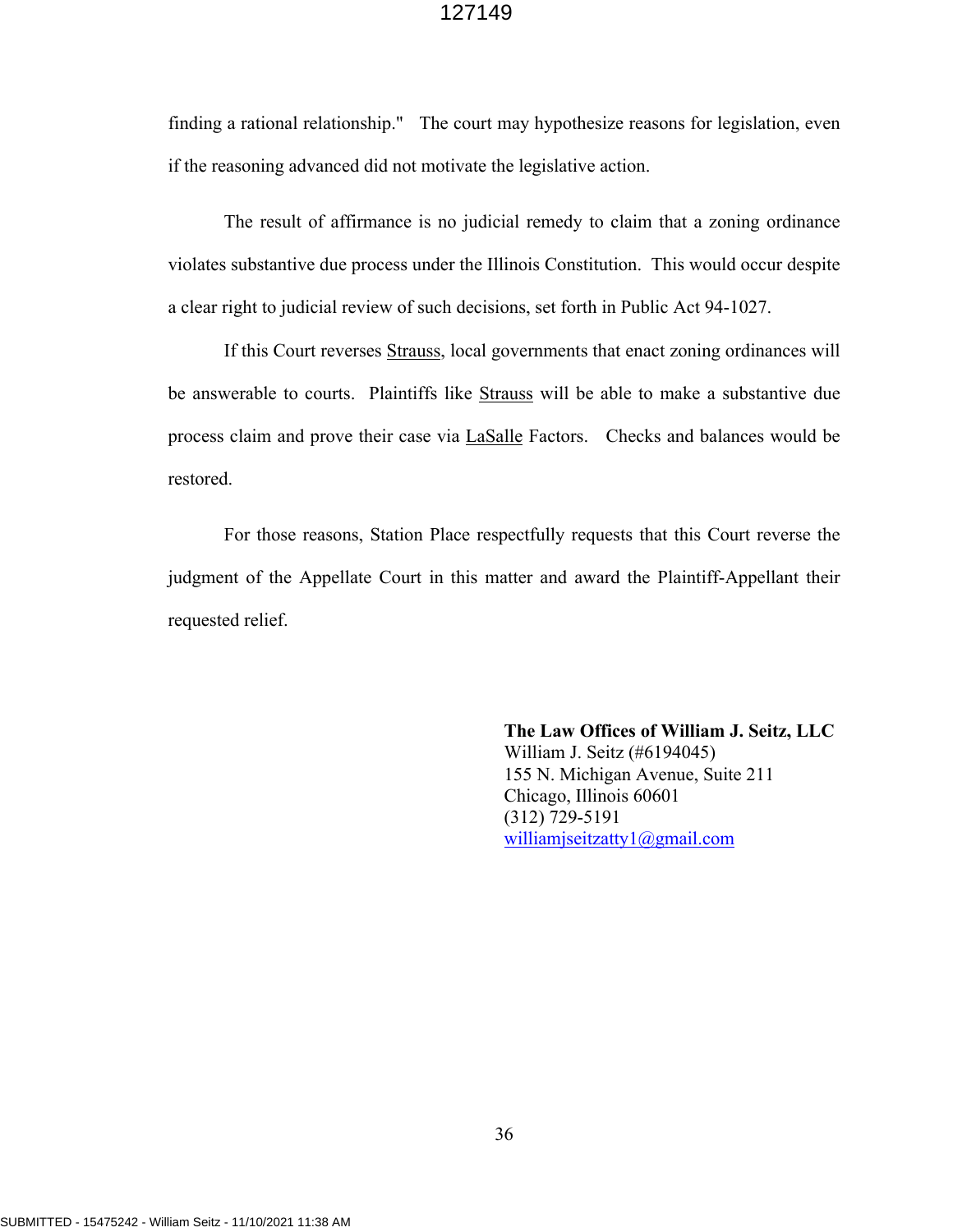finding a rational relationship." The court may hypothesize reasons for legislation, even if the reasoning advanced did not motivate the legislative action.

The result of affirmance is no judicial remedy to claim that a zoning ordinance violates substantive due process under the Illinois Constitution. This would occur despite a clear right to judicial review of such decisions, set forth in Public Act 94-1027.

If this Court reverses Strauss, local governments that enact zoning ordinances will be answerable to courts. Plaintiffs like Strauss will be able to make a substantive due process claim and prove their case via LaSalle Factors. Checks and balances would be restored.

For those reasons, Station Place respectfully requests that this Court reverse the judgment of the Appellate Court in this matter and award the Plaintiff-Appellant their requested relief.

**The Law Offices of William J. Seitz, LLC**
William J. Seitz (#6194045)
155 N. Michigan Avenue, Suite 211
Chicago, Illinois 60601
(312) 729-5191
williamjseitzatty1@gmail.com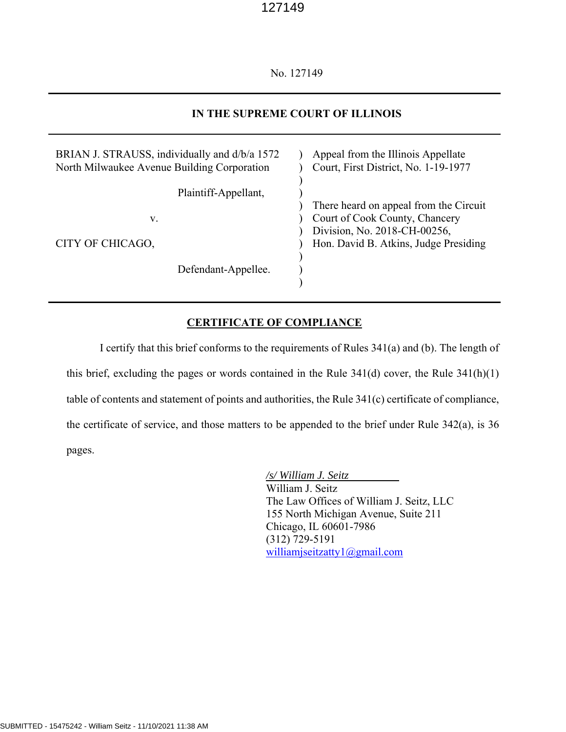No. 127149

**IN THE SUPREME COURT OF ILLINOIS**

| | | |
|---|---|---|
| BRIAN J. STRAUSS, individually and d/b/a 1572 North Milwaukee Avenue Building Corporation | ) | Appeal from the Illinois Appellate Court, First District, No. 1-19-1977 |
| Plaintiff-Appellant, | ) | |
| v. | ) | There heard on appeal from the Circuit Court of Cook County, Chancery Division, No. 2018-CH-00256, Hon. David B. Atkins, Judge Presiding |
| CITY OF CHICAGO, | ) | |
| Defendant-Appellee. | ) | |

## CERTIFICATE OF COMPLIANCE

I certify that this brief conforms to the requirements of Rules 341(a) and (b). The length of this brief, excluding the pages or words contained in the Rule 341(d) cover, the Rule 341(h)(1) table of contents and statement of points and authorities, the Rule 341(c) certificate of compliance, the certificate of service, and those matters to be appended to the brief under Rule 342(a), is 36 pages.

*/s/ William J. Seitz*
William J. Seitz
The Law Offices of William J. Seitz, LLC
155 North Michigan Avenue, Suite 211
Chicago, IL 60601-7986
(312) 729-5191
williamjseitzatty1@gmail.com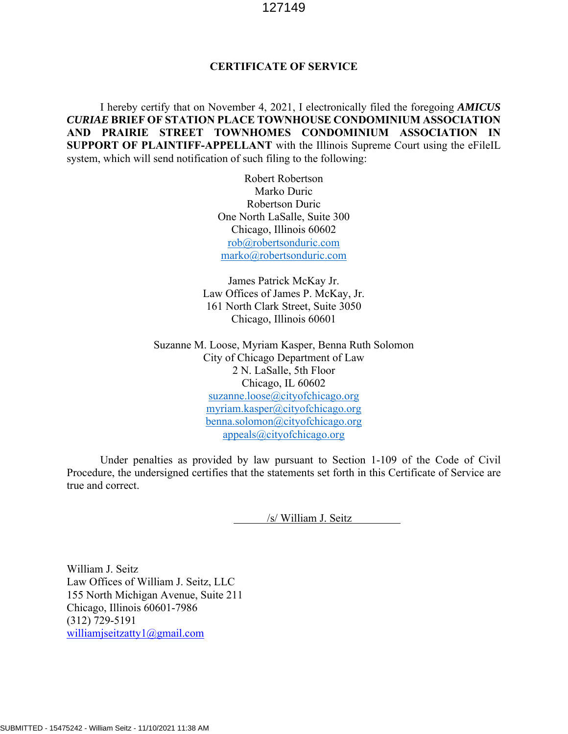## CERTIFICATE OF SERVICE

I hereby certify that on November 4, 2021, I electronically filed the foregoing ***AMICUS CURIAE*** **BRIEF OF STATION PLACE TOWNHOUSE CONDOMINIUM ASSOCIATION AND PRAIRIE STREET TOWNHOMES CONDOMINIUM ASSOCIATION IN SUPPORT OF PLAINTIFF-APPELLANT** with the Illinois Supreme Court using the eFileIL system, which will send notification of such filing to the following:

Robert Robertson
Marko Duric
Robertson Duric
One North LaSalle, Suite 300
Chicago, Illinois 60602
rob@robertsonduric.com
marko@robertsonduric.com

James Patrick McKay Jr.
Law Offices of James P. McKay, Jr.
161 North Clark Street, Suite 3050
Chicago, Illinois 60601

Suzanne M. Loose, Myriam Kasper, Benna Ruth Solomon
City of Chicago Department of Law
2 N. LaSalle, 5th Floor
Chicago, IL 60602
suzanne.loose@cityofchicago.org
myriam.kasper@cityofchicago.org
benna.solomon@cityofchicago.org
appeals@cityofchicago.org

Under penalties as provided by law pursuant to Section 1-109 of the Code of Civil Procedure, the undersigned certifies that the statements set forth in this Certificate of Service are true and correct.

/s/ William J. Seitz

William J. Seitz
Law Offices of William J. Seitz, LLC
155 North Michigan Avenue, Suite 211
Chicago, Illinois 60601-7986
(312) 729-5191
williamjseitzatty1@gmail.com